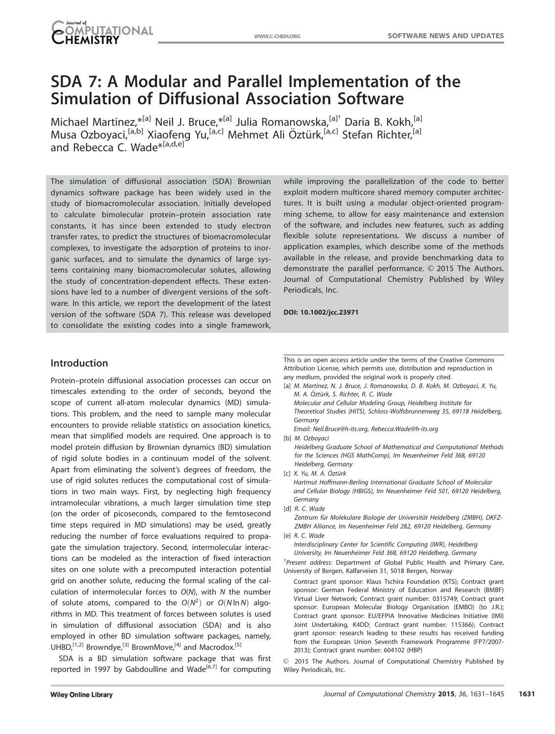# SDA 7: A Modular and Parallel Implementation of the Simulation of Diffusional Association Software

Michael Martinez,*[a] Neil J. Bruce,*[a] Julia Romanowska,[a]† Daria B. Kokh,[a] Musa Ozboyaci,[a,b] Xiaofeng Yu,[a,c] Mehmet Ali Öztürk,[a,c] Stefan Richter,[a] and Rebecca C. Wade*[a,d,e]

The simulation of diffusional association (SDA) Brownian dynamics software package has been widely used in the study of biomacromolecular association. Initially developed to calculate bimolecular protein–protein association rate constants, it has since been extended to study electron transfer rates, to predict the structures of biomacromolecular complexes, to investigate the adsorption of proteins to inorganic surfaces, and to simulate the dynamics of large systems containing many biomacromolecular solutes, allowing the study of concentration-dependent effects. These extensions have led to a number of divergent versions of the software. In this article, we report the development of the latest version of the software (SDA 7). This release was developed to consolidate the existing codes into a single framework, while improving the parallelization of the code to better exploit modern multicore shared memory computer architectures. It is built using a modular object-oriented programming scheme, to allow for easy maintenance and extension of the software, and includes new features, such as adding flexible solute representations. We discuss a number of application examples, which describe some of the methods available in the release, and provide benchmarking data to demonstrate the parallel performance. © 2015 The Authors. Journal of Computational Chemistry Published by Wiley Periodicals, Inc.

**DOI: 10.1002/jcc.23971**

## Introduction

Protein–protein diffusional association processes can occur on timescales extending to the order of seconds, beyond the scope of current all-atom molecular dynamics (MD) simulations. This problem, and the need to sample many molecular encounters to provide reliable statistics on association kinetics, mean that simplified models are required. One approach is to model protein diffusion by Brownian dynamics (BD) simulation of rigid solute bodies in a continuum model of the solvent. Apart from eliminating the solvent's degrees of freedom, the use of rigid solutes reduces the computational cost of simulations in two main ways. First, by neglecting high frequency intramolecular vibrations, a much larger simulation time step (on the order of picoseconds, compared to the femtosecond time steps required in MD simulations) may be used, greatly reducing the number of force evaluations required to propagate the simulation trajectory. Second, intermolecular interactions can be modeled as the interaction of fixed interaction sites on one solute with a precomputed interaction potential grid on another solute, reducing the formal scaling of the calculation of intermolecular forces to $O(N)$, with $N$ the number of solute atoms, compared to the $O(N^2)$ or $O(N \ln N)$ algorithms in MD. This treatment of forces between solutes is used in simulation of diffusional association (SDA) and is also employed in other BD simulation software packages, namely, UHBD,[1,2] Browndye,[3] BrownMove,[4] and Macrodox.[5]

SDA is a BD simulation software package that was first reported in 1997 by Gabdoulline and Wade[6,7] for computing

---

This is an open access article under the terms of the Creative Commons Attribution License, which permits use, distribution and reproduction in any medium, provided the original work is properly cited.

[a] M. Martinez, N. J. Bruce, J. Romanowska, D. B. Kokh, M. Ozboyaci, X. Yu, M. A. Öztürk, S. Richter, R. C. Wade
Molecular and Cellular Modeling Group, Heidelberg Institute for Theoretical Studies (HITS), Schloss-Wolfsbrunnenweg 35, 69118 Heidelberg, Germany
Email: Neil.Bruce@h-its.org, Rebecca.Wade@h-its.org

[b] M. Ozboyaci
Heidelberg Graduate School of Mathematical and Computational Methods for the Sciences (HGS MathComp), Im Neuenheimer Feld 368, 69120 Heidelberg, Germany

[c] X. Yu, M. A. Öztürk
Hartmut Hoffmann-Berling International Graduate School of Molecular and Cellular Biology (HBIGS), Im Neuenheimer Feld 501, 69120 Heidelberg, Germany

[d] R. C. Wade
Zentrum für Molekulare Biologie der Universität Heidelberg (ZMBH), DKFZ-ZMBH Alliance, Im Neuenheimer Feld 282, 69120 Heidelberg, Germany

[e] R. C. Wade
Interdisciplinary Center for Scientific Computing (IWR), Heidelberg University, Im Neuenheimer Feld 368, 69120 Heidelberg, Germany

†Present address: Department of Global Public Health and Primary Care, University of Bergen, Kalfarveien 31, 5018 Bergen, Norway

Contract grant sponsor: Klaus Tschira Foundation (KTS); Contract grant sponsor: German Federal Ministry of Education and Research (BMBF) Virtual Liver Network; Contract grant number: 0315749; Contract grant sponsor: European Molecular Biology Organisation (EMBO) (to J.R.); Contract grant sponsor: EU/EFPIA Innovative Medicines Initiative (IMI) Joint Undertaking, K4DD; Contract grant number: 115366); Contract grant sponsor: research leading to these results has received funding from the European Union Seventh Framework Programme (FP7/2007-2013); Contract grant number: 604102 (HBP)

© 2015 The Authors. Journal of Computational Chemistry Published by Wiley Periodicals, Inc.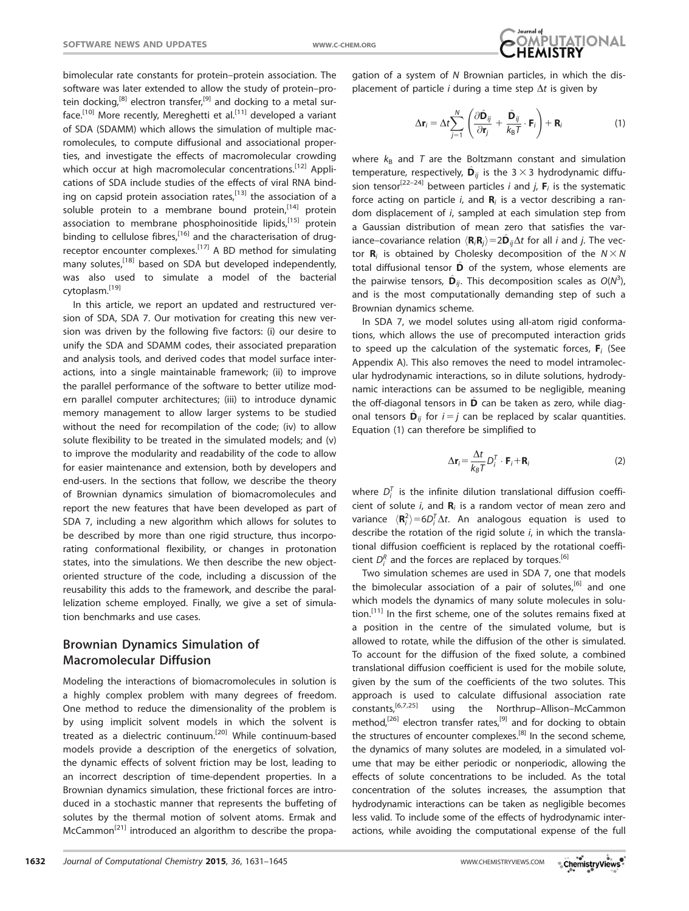bimolecular rate constants for protein–protein association. The software was later extended to allow the study of protein–protein docking,[8] electron transfer,[9] and docking to a metal surface.[10] More recently, Mereghetti et al.[11] developed a variant of SDA (SDAMM) which allows the simulation of multiple macromolecules, to compute diffusional and associational properties, and investigate the effects of macromolecular crowding which occur at high macromolecular concentrations.[12] Applications of SDA include studies of the effects of viral RNA binding on capsid protein association rates,[13] the association of a soluble protein to a membrane bound protein,[14] protein association to membrane phosphoinositide lipids,[15] protein binding to cellulose fibres,[16] and the characterisation of drug-receptor encounter complexes.[17] A BD method for simulating many solutes,[18] based on SDA but developed independently, was also used to simulate a model of the bacterial cytoplasm.[19]

In this article, we report an updated and restructured version of SDA, SDA 7. Our motivation for creating this new version was driven by the following five factors: (i) our desire to unify the SDA and SDAMM codes, their associated preparation and analysis tools, and derived codes that model surface interactions, into a single maintainable framework; (ii) to improve the parallel performance of the software to better utilize modern parallel computer architectures; (iii) to introduce dynamic memory management to allow larger systems to be studied without the need for recompilation of the code; (iv) to allow solute flexibility to be treated in the simulated models; and (v) to improve the modularity and readability of the code to allow for easier maintenance and extension, both by developers and end-users. In the sections that follow, we describe the theory of Brownian dynamics simulation of biomacromolecules and report the new features that have been developed as part of SDA 7, including a new algorithm which allows for solutes to be described by more than one rigid structure, thus incorporating conformational flexibility, or changes in protonation states, into the simulations. We then describe the new object-oriented structure of the code, including a discussion of the reusability this adds to the framework, and describe the parallelization scheme employed. Finally, we give a set of simulation benchmarks and use cases.

## Brownian Dynamics Simulation of Macromolecular Diffusion

Modeling the interactions of biomacromolecules in solution is a highly complex problem with many degrees of freedom. One method to reduce the dimensionality of the problem is by using implicit solvent models in which the solvent is treated as a dielectric continuum.[20] While continuum-based models provide a description of the energetics of solvation, the dynamic effects of solvent friction may be lost, leading to an incorrect description of time-dependent properties. In a Brownian dynamics simulation, these frictional forces are introduced in a stochastic manner that represents the buffeting of solutes by the thermal motion of solvent atoms. Ermak and McCammon[21] introduced an algorithm to describe the propagation of a system of $N$ Brownian particles, in which the displacement of particle $i$ during a time step $\Delta t$ is given by

$$\Delta \mathbf{r}_i = \Delta t \sum_{j=1}^{N} \left( \frac{\partial \hat{\mathbf{D}}_{ij}}{\partial \mathbf{r}_j} + \frac{\hat{\mathbf{D}}_{ij}}{k_B T} \cdot \mathbf{F}_i \right) + \mathbf{R}_i \tag{1}$$

where $k_B$ and $T$ are the Boltzmann constant and simulation temperature, respectively, $\hat{\mathbf{D}}_{ij}$ is the $3 \times 3$ hydrodynamic diffusion tensor[22–24] between particles $i$ and $j$, $\mathbf{F}_i$ is the systematic force acting on particle $i$, and $\mathbf{R}_i$ is a vector describing a random displacement of $i$, sampled at each simulation step from a Gaussian distribution of mean zero that satisfies the variance–covariance relation $\langle \mathbf{R}_i \mathbf{R}_j \rangle = 2\hat{\mathbf{D}}_{ij}\Delta t$ for all $i$ and $j$. The vector $\mathbf{R}_i$ is obtained by Cholesky decomposition of the $N \times N$ total diffusional tensor $\hat{\mathbf{D}}$ of the system, whose elements are the pairwise tensors, $\hat{\mathbf{D}}_{ij}$. This decomposition scales as $O(N^3)$, and is the most computationally demanding step of such a Brownian dynamics scheme.

In SDA 7, we model solutes using all-atom rigid conformations, which allows the use of precomputed interaction grids to speed up the calculation of the systematic forces, $\mathbf{F}_i$ (See Appendix A). This also removes the need to model intramolecular hydrodynamic interactions, so in dilute solutions, hydrodynamic interactions can be assumed to be negligible, meaning the off-diagonal tensors in $\hat{\mathbf{D}}$ can be taken as zero, while diagonal tensors $\hat{\mathbf{D}}_{ij}$ for $i = j$ can be replaced by scalar quantities. Equation (1) can therefore be simplified to

$$\Delta \mathbf{r}_i = \frac{\Delta t}{k_B T} D_i^T \cdot \mathbf{F}_i + \mathbf{R}_i \tag{2}$$

where $D_i^T$ is the infinite dilution translational diffusion coefficient of solute $i$, and $\mathbf{R}_i$ is a random vector of mean zero and variance $\langle \mathbf{R}_i^2 \rangle = 6D_i^T \Delta t$. An analogous equation is used to describe the rotation of the rigid solute $i$, in which the translational diffusion coefficient is replaced by the rotational coefficient $D_i^R$ and the forces are replaced by torques.[6]

Two simulation schemes are used in SDA 7, one that models the bimolecular association of a pair of solutes,[6] and one which models the dynamics of many solute molecules in solution.[11] In the first scheme, one of the solutes remains fixed at a position in the centre of the simulated volume, but is allowed to rotate, while the diffusion of the other is simulated. To account for the diffusion of the fixed solute, a combined translational diffusion coefficient is used for the mobile solute, given by the sum of the coefficients of the two solutes. This approach is used to calculate diffusional association rate constants,[6,7,25] using the Northrup–Allison–McCammon method,[26] electron transfer rates,[9] and for docking to obtain the structures of encounter complexes.[8] In the second scheme, the dynamics of many solutes are modeled, in a simulated volume that may be either periodic or nonperiodic, allowing the effects of solute concentrations to be included. As the total concentration of the solutes increases, the assumption that hydrodynamic interactions can be taken as negligible becomes less valid. To include some of the effects of hydrodynamic interactions, while avoiding the computational expense of the full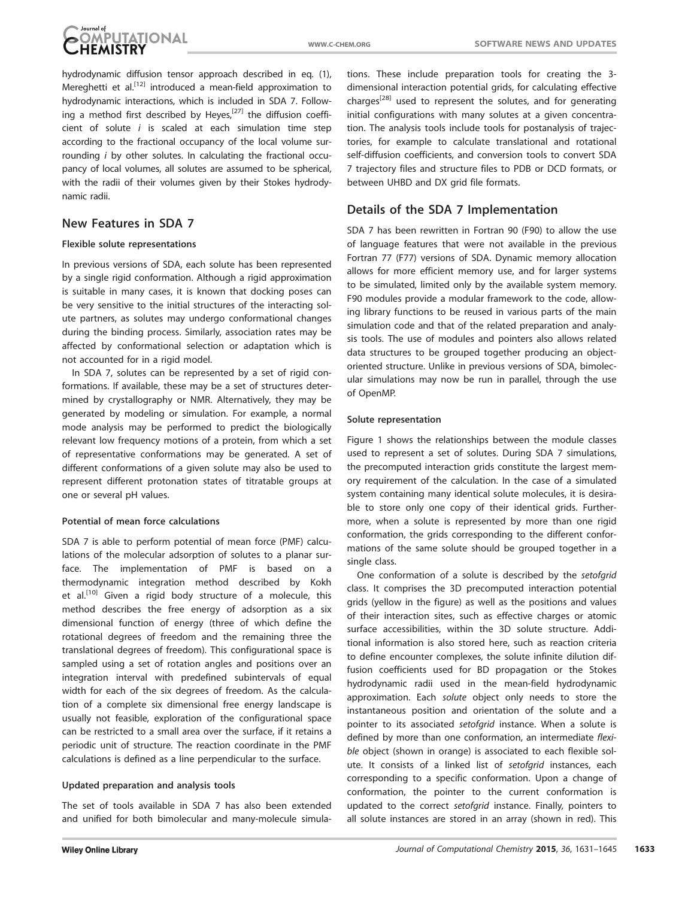hydrodynamic diffusion tensor approach described in eq. (1), Mereghetti et al.[12] introduced a mean-field approximation to hydrodynamic interactions, which is included in SDA 7. Following a method first described by Heyes,[27] the diffusion coefficient of solute $i$ is scaled at each simulation time step according to the fractional occupancy of the local volume surrounding $i$ by other solutes. In calculating the fractional occupancy of local volumes, all solutes are assumed to be spherical, with the radii of their volumes given by their Stokes hydrodynamic radii.

## New Features in SDA 7

### Flexible solute representations

In previous versions of SDA, each solute has been represented by a single rigid conformation. Although a rigid approximation is suitable in many cases, it is known that docking poses can be very sensitive to the initial structures of the interacting solute partners, as solutes may undergo conformational changes during the binding process. Similarly, association rates may be affected by conformational selection or adaptation which is not accounted for in a rigid model.

In SDA 7, solutes can be represented by a set of rigid conformations. If available, these may be a set of structures determined by crystallography or NMR. Alternatively, they may be generated by modeling or simulation. For example, a normal mode analysis may be performed to predict the biologically relevant low frequency motions of a protein, from which a set of representative conformations may be generated. A set of different conformations of a given solute may also be used to represent different protonation states of titratable groups at one or several pH values.

### Potential of mean force calculations

SDA 7 is able to perform potential of mean force (PMF) calculations of the molecular adsorption of solutes to a planar surface. The implementation of PMF is based on a thermodynamic integration method described by Kokh et al.[10] Given a rigid body structure of a molecule, this method describes the free energy of adsorption as a six dimensional function of energy (three of which define the rotational degrees of freedom and the remaining three the translational degrees of freedom). This configurational space is sampled using a set of rotation angles and positions over an integration interval with predefined subintervals of equal width for each of the six degrees of freedom. As the calculation of a complete six dimensional free energy landscape is usually not feasible, exploration of the configurational space can be restricted to a small area over the surface, if it retains a periodic unit of structure. The reaction coordinate in the PMF calculations is defined as a line perpendicular to the surface.

### Updated preparation and analysis tools

The set of tools available in SDA 7 has also been extended and unified for both bimolecular and many-molecule simulations. These include preparation tools for creating the 3-dimensional interaction potential grids, for calculating effective charges[28] used to represent the solutes, and for generating initial configurations with many solutes at a given concentration. The analysis tools include tools for postanalysis of trajectories, for example to calculate translational and rotational self-diffusion coefficients, and conversion tools to convert SDA 7 trajectory files and structure files to PDB or DCD formats, or between UHBD and DX grid file formats.

## Details of the SDA 7 Implementation

SDA 7 has been rewritten in Fortran 90 (F90) to allow the use of language features that were not available in the previous Fortran 77 (F77) versions of SDA. Dynamic memory allocation allows for more efficient memory use, and for larger systems to be simulated, limited only by the available system memory. F90 modules provide a modular framework to the code, allowing library functions to be reused in various parts of the main simulation code and that of the related preparation and analysis tools. The use of modules and pointers also allows related data structures to be grouped together producing an object-oriented structure. Unlike in previous versions of SDA, bimolecular simulations may now be run in parallel, through the use of OpenMP.

### Solute representation

Figure 1 shows the relationships between the module classes used to represent a set of solutes. During SDA 7 simulations, the precomputed interaction grids constitute the largest memory requirement of the calculation. In the case of a simulated system containing many identical solute molecules, it is desirable to store only one copy of their identical grids. Furthermore, when a solute is represented by more than one rigid conformation, the grids corresponding to the different conformations of the same solute should be grouped together in a single class.

One conformation of a solute is described by the *setofgrid* class. It comprises the 3D precomputed interaction potential grids (yellow in the figure) as well as the positions and values of their interaction sites, such as effective charges or atomic surface accessibilities, within the 3D solute structure. Additional information is also stored here, such as reaction criteria to define encounter complexes, the solute infinite dilution diffusion coefficients used for BD propagation or the Stokes hydrodynamic radii used in the mean-field hydrodynamic approximation. Each *solute* object only needs to store the instantaneous position and orientation of the solute and a pointer to its associated *setofgrid* instance. When a solute is defined by more than one conformation, an intermediate *flexible* object (shown in orange) is associated to each flexible solute. It consists of a linked list of *setofgrid* instances, each corresponding to a specific conformation. Upon a change of conformation, the pointer to the current conformation is updated to the correct *setofgrid* instance. Finally, pointers to all solute instances are stored in an array (shown in red). This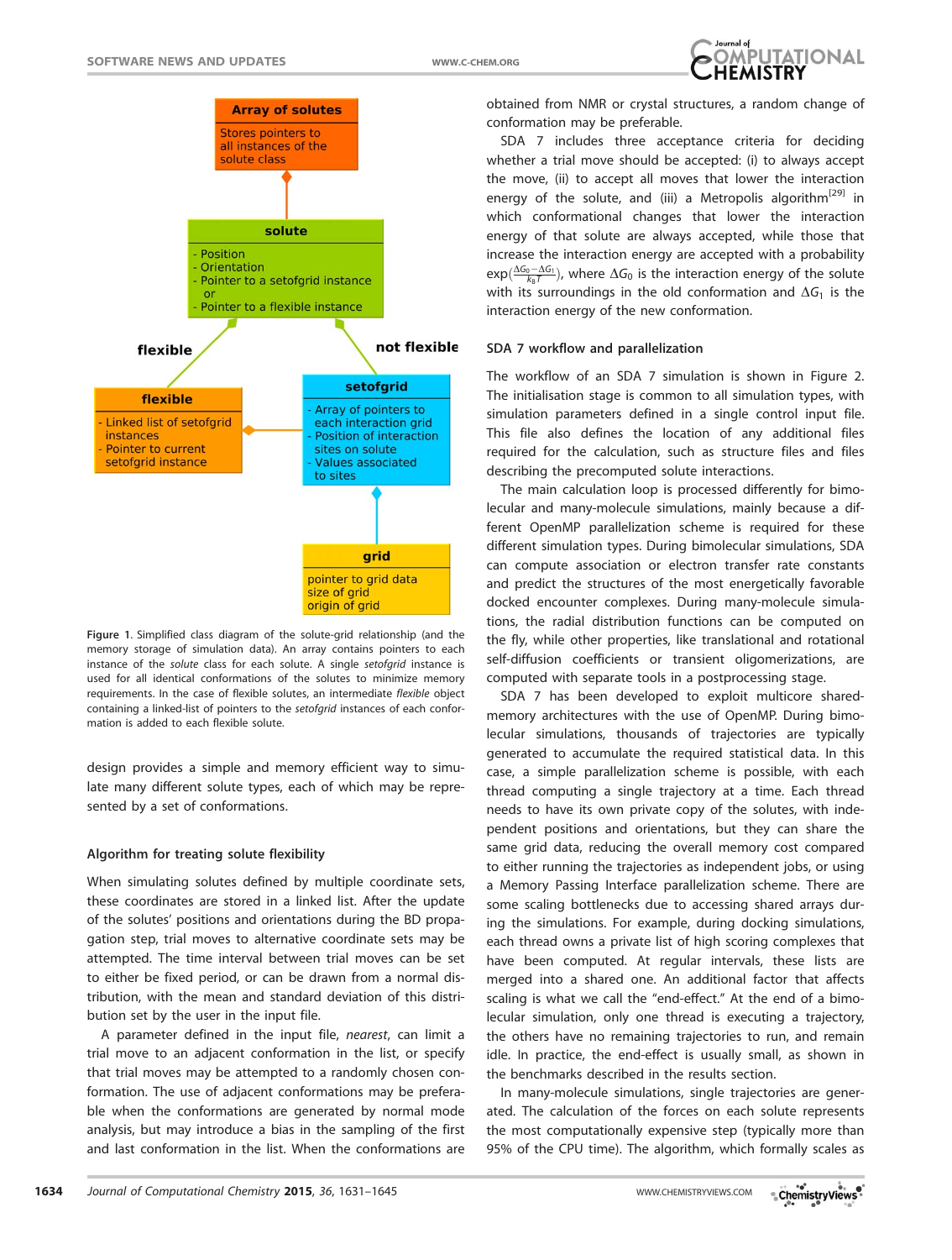Array of solutes

Stores pointers to all instances of the solute class

solute

- Position
- Orientation
- Pointer to a setofgrid instance or
- Pointer to a flexible instance

flexible

not flexible

flexible

- Linked list of setofgrid instances
- Pointer to current setofgrid instance

setofgrid

- Array of pointers to each interaction grid
- Position of interaction sites on solute
- Values associated to sites

grid

pointer to grid data
size of grid
origin of grid

Figure 1. Simplified class diagram of the solute-grid relationship (and the memory storage of simulation data). An array contains pointers to each instance of the *solute* class for each solute. A single *setofgrid* instance is used for all identical conformations of the solutes to minimize memory requirements. In the case of flexible solutes, an intermediate *flexible* object containing a linked-list of pointers to the *setofgrid* instances of each conformation is added to each flexible solute.

design provides a simple and memory efficient way to simulate many different solute types, each of which may be represented by a set of conformations.

### Algorithm for treating solute flexibility

When simulating solutes defined by multiple coordinate sets, these coordinates are stored in a linked list. After the update of the solutes' positions and orientations during the BD propagation step, trial moves to alternative coordinate sets may be attempted. The time interval between trial moves can be set to either be fixed period, or can be drawn from a normal distribution, with the mean and standard deviation of this distribution set by the user in the input file.

A parameter defined in the input file, *nearest*, can limit a trial move to an adjacent conformation in the list, or specify that trial moves may be attempted to a randomly chosen conformation. The use of adjacent conformations may be preferable when the conformations are generated by normal mode analysis, but may introduce a bias in the sampling of the first and last conformation in the list. When the conformations are obtained from NMR or crystal structures, a random change of conformation may be preferable.

SDA 7 includes three acceptance criteria for deciding whether a trial move should be accepted: (i) to always accept the move, (ii) to accept all moves that lower the interaction energy of the solute, and (iii) a Metropolis algorithm[29] in which conformational changes that lower the interaction energy of that solute are always accepted, while those that increase the interaction energy are accepted with a probability $\exp(\frac{\Delta G_0 - \Delta G_1}{k_B T})$, where $\Delta G_0$ is the interaction energy of the solute with its surroundings in the old conformation and $\Delta G_1$ is the interaction energy of the new conformation.

### SDA 7 workflow and parallelization

The workflow of an SDA 7 simulation is shown in Figure 2. The initialisation stage is common to all simulation types, with simulation parameters defined in a single control input file. This file also defines the location of any additional files required for the calculation, such as structure files and files describing the precomputed solute interactions.

The main calculation loop is processed differently for bimolecular and many-molecule simulations, mainly because a different OpenMP parallelization scheme is required for these different simulation types. During bimolecular simulations, SDA can compute association or electron transfer rate constants and predict the structures of the most energetically favorable docked encounter complexes. During many-molecule simulations, the radial distribution functions can be computed on the fly, while other properties, like translational and rotational self-diffusion coefficients or transient oligomerizations, are computed with separate tools in a postprocessing stage.

SDA 7 has been developed to exploit multicore shared-memory architectures with the use of OpenMP. During bimolecular simulations, thousands of trajectories are typically generated to accumulate the required statistical data. In this case, a simple parallelization scheme is possible, with each thread computing a single trajectory at a time. Each thread needs to have its own private copy of the solutes, with independent positions and orientations, but they can share the same grid data, reducing the overall memory cost compared to either running the trajectories as independent jobs, or using a Memory Passing Interface parallelization scheme. There are some scaling bottlenecks due to accessing shared arrays during the simulations. For example, during docking simulations, each thread owns a private list of high scoring complexes that have been computed. At regular intervals, these lists are merged into a shared one. An additional factor that affects scaling is what we call the "end-effect." At the end of a bimolecular simulation, only one thread is executing a trajectory, the others have no remaining trajectories to run, and remain idle. In practice, the end-effect is usually small, as shown in the benchmarks described in the results section.

In many-molecule simulations, single trajectories are generated. The calculation of the forces on each solute represents the most computationally expensive step (typically more than 95% of the CPU time). The algorithm, which formally scales as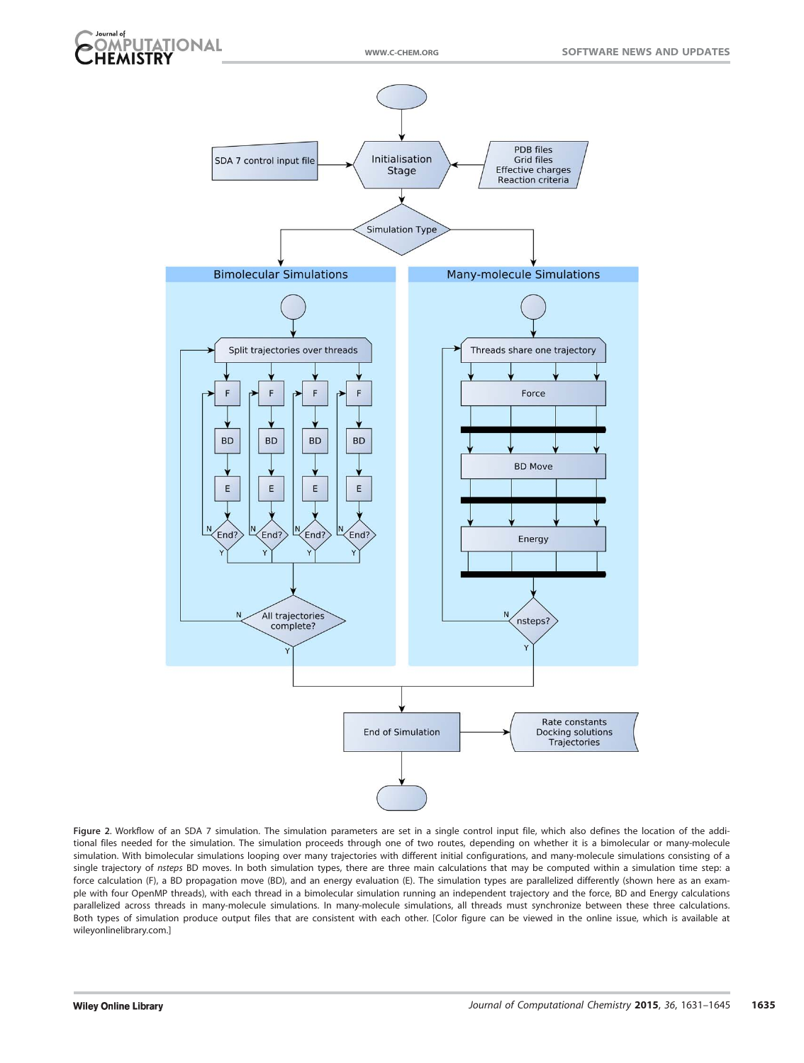Figure 2. Workflow of an SDA 7 simulation. The simulation parameters are set in a single control input file, which also defines the location of the additional files needed for the simulation. The simulation proceeds through one of two routes, depending on whether it is a bimolecular or many-molecule simulation. With bimolecular simulations looping over many trajectories with different initial configurations, and many-molecule simulations consisting of a single trajectory of *nsteps* BD moves. In both simulation types, there are three main calculations that may be computed within a simulation time step: a force calculation (F), a BD propagation move (BD), and an energy evaluation (E). The simulation types are parallelized differently (shown here as an example with four OpenMP threads), with each thread in a bimolecular simulation running an independent trajectory and the force, BD and Energy calculations parallelized across threads in many-molecule simulations. In many-molecule simulations, all threads must synchronize between these three calculations. Both types of simulation produce output files that are consistent with each other. [Color figure can be viewed in the online issue, which is available at wileyonlinelibrary.com.]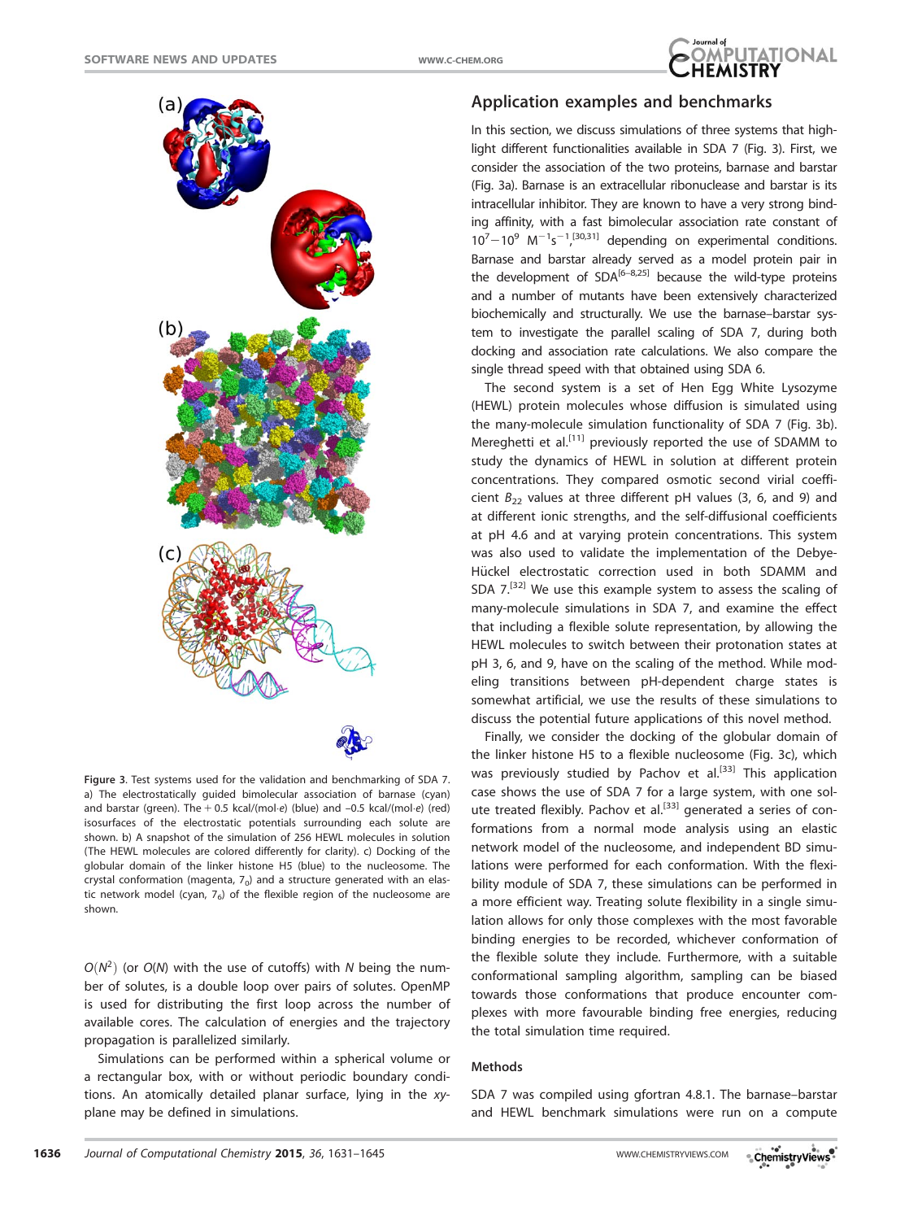Figure 3. Test systems used for the validation and benchmarking of SDA 7. a) The electrostatically guided bimolecular association of barnase (cyan) and barstar (green). The + 0.5 kcal/(mol·*e*) (blue) and –0.5 kcal/(mol·*e*) (red) isosurfaces of the electrostatic potentials surrounding each solute are shown. b) A snapshot of the simulation of 256 HEWL molecules in solution (The HEWL molecules are colored differently for clarity). c) Docking of the globular domain of the linker histone H5 (blue) to the nucleosome. The crystal conformation (magenta, $7_0$) and a structure generated with an elastic network model (cyan, $7_6$) of the flexible region of the nucleosome are shown.

$O(N^2)$ (or $O(N)$ with the use of cutoffs) with $N$ being the number of solutes, is a double loop over pairs of solutes. OpenMP is used for distributing the first loop across the number of available cores. The calculation of energies and the trajectory propagation is parallelized similarly.

Simulations can be performed within a spherical volume or a rectangular box, with or without periodic boundary conditions. An atomically detailed planar surface, lying in the *xy*-plane may be defined in simulations.

## Application examples and benchmarks

In this section, we discuss simulations of three systems that highlight different functionalities available in SDA 7 (Fig. 3). First, we consider the association of the two proteins, barnase and barstar (Fig. 3a). Barnase is an extracellular ribonuclease and barstar is its intracellular inhibitor. They are known to have a very strong binding affinity, with a fast bimolecular association rate constant of $10^7-10^9$ $M^{-1}s^{-1}$,[30,31] depending on experimental conditions. Barnase and barstar already served as a model protein pair in the development of SDA[6–8,25] because the wild-type proteins and a number of mutants have been extensively characterized biochemically and structurally. We use the barnase–barstar system to investigate the parallel scaling of SDA 7, during both docking and association rate calculations. We also compare the single thread speed with that obtained using SDA 6.

The second system is a set of Hen Egg White Lysozyme (HEWL) protein molecules whose diffusion is simulated using the many-molecule simulation functionality of SDA 7 (Fig. 3b). Mereghetti et al.[11] previously reported the use of SDAMM to study the dynamics of HEWL in solution at different protein concentrations. They compared osmotic second virial coefficient $B_{22}$ values at three different pH values (3, 6, and 9) and at different ionic strengths, and the self-diffusional coefficients at pH 4.6 and at varying protein concentrations. This system was also used to validate the implementation of the Debye-Hückel electrostatic correction used in both SDAMM and SDA 7.[32] We use this example system to assess the scaling of many-molecule simulations in SDA 7, and examine the effect that including a flexible solute representation, by allowing the HEWL molecules to switch between their protonation states at pH 3, 6, and 9, have on the scaling of the method. While modeling transitions between pH-dependent charge states is somewhat artificial, we use the results of these simulations to discuss the potential future applications of this novel method.

Finally, we consider the docking of the globular domain of the linker histone H5 to a flexible nucleosome (Fig. 3c), which was previously studied by Pachov et al.[33] This application case shows the use of SDA 7 for a large system, with one solute treated flexibly. Pachov et al.[33] generated a series of conformations from a normal mode analysis using an elastic network model of the nucleosome, and independent BD simulations were performed for each conformation. With the flexibility module of SDA 7, these simulations can be performed in a more efficient way. Treating solute flexibility in a single simulation allows for only those complexes with the most favorable binding energies to be recorded, whichever conformation of the flexible solute they include. Furthermore, with a suitable conformational sampling algorithm, sampling can be biased towards those conformations that produce encounter complexes with more favourable binding free energies, reducing the total simulation time required.

### Methods

SDA 7 was compiled using gfortran 4.8.1. The barnase–barstar and HEWL benchmark simulations were run on a compute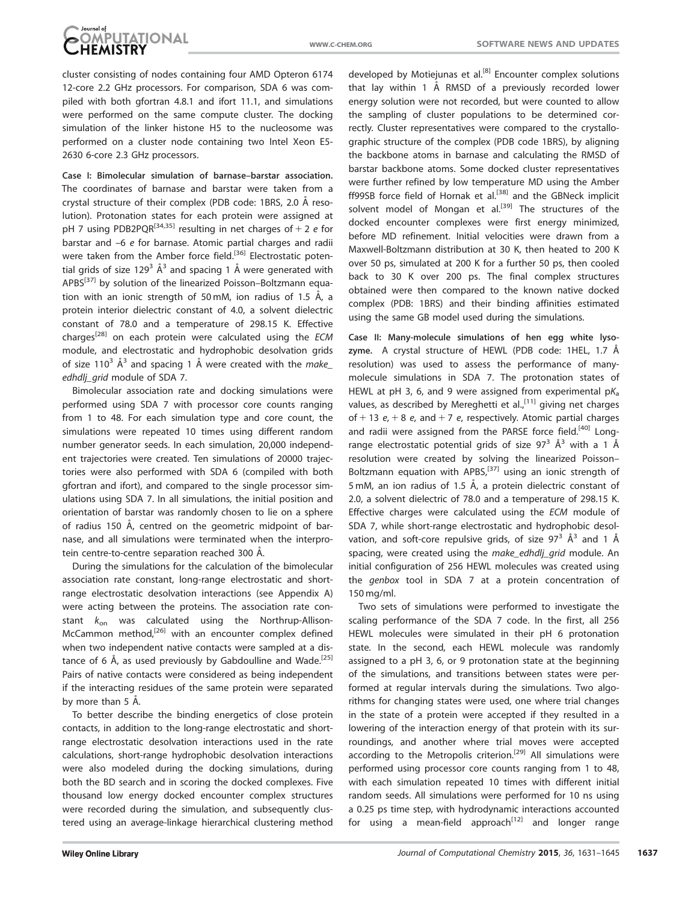cluster consisting of nodes containing four AMD Opteron 6174 12-core 2.2 GHz processors. For comparison, SDA 6 was compiled with both gfortran 4.8.1 and ifort 11.1, and simulations were performed on the same compute cluster. The docking simulation of the linker histone H5 to the nucleosome was performed on a cluster node containing two Intel Xeon E5-2630 6-core 2.3 GHz processors.

**Case I: Bimolecular simulation of barnase–barstar association.** The coordinates of barnase and barstar were taken from a crystal structure of their complex (PDB code: 1BRS, 2.0 Å resolution). Protonation states for each protein were assigned at pH 7 using PDB2PQR[34,35] resulting in net charges of + 2 *e* for barstar and –6 *e* for barnase. Atomic partial charges and radii were taken from the Amber force field.[36] Electrostatic potential grids of size $129^3$ Å$^3$ and spacing 1 Å were generated with APBS[37] by solution of the linearized Poisson–Boltzmann equation with an ionic strength of 50 mM, ion radius of 1.5 Å, a protein interior dielectric constant of 4.0, a solvent dielectric constant of 78.0 and a temperature of 298.15 K. Effective charges[28] on each protein were calculated using the *ECM* module, and electrostatic and hydrophobic desolvation grids of size $110^3$ Å$^3$ and spacing 1 Å were created with the *make_edhdlj_grid* module of SDA 7.

Bimolecular association rate and docking simulations were performed using SDA 7 with processor core counts ranging from 1 to 48. For each simulation type and core count, the simulations were repeated 10 times using different random number generator seeds. In each simulation, 20,000 independent trajectories were created. Ten simulations of 20000 trajectories were also performed with SDA 6 (compiled with both gfortran and ifort), and compared to the single processor simulations using SDA 7. In all simulations, the initial position and orientation of barstar was randomly chosen to lie on a sphere of radius 150 Å, centred on the geometric midpoint of barnase, and all simulations were terminated when the interprotein centre-to-centre separation reached 300 Å.

During the simulations for the calculation of the bimolecular association rate constant, long-range electrostatic and short-range electrostatic desolvation interactions (see Appendix A) were acting between the proteins. The association rate constant $k_{on}$ was calculated using the Northrup-Allison-McCammon method,[26] with an encounter complex defined when two independent native contacts were sampled at a distance of 6 Å, as used previously by Gabdoulline and Wade.[25] Pairs of native contacts were considered as being independent if the interacting residues of the same protein were separated by more than 5 Å.

To better describe the binding energetics of close protein contacts, in addition to the long-range electrostatic and short-range electrostatic desolvation interactions used in the rate calculations, short-range hydrophobic desolvation interactions were also modeled during the docking simulations, during both the BD search and in scoring the docked complexes. Five thousand low energy docked encounter complex structures were recorded during the simulation, and subsequently clustered using an average-linkage hierarchical clustering method developed by Motiejunas et al.[8] Encounter complex solutions that lay within 1 Å RMSD of a previously recorded lower energy solution were not recorded, but were counted to allow the sampling of cluster populations to be determined correctly. Cluster representatives were compared to the crystallographic structure of the complex (PDB code 1BRS), by aligning the backbone atoms in barnase and calculating the RMSD of barstar backbone atoms. Some docked cluster representatives were further refined by low temperature MD using the Amber ff99SB force field of Hornak et al.[38] and the GBNeck implicit solvent model of Mongan et al.[39] The structures of the docked encounter complexes were first energy minimized, before MD refinement. Initial velocities were drawn from a Maxwell-Boltzmann distribution at 30 K, then heated to 200 K over 50 ps, simulated at 200 K for a further 50 ps, then cooled back to 30 K over 200 ps. The final complex structures obtained were then compared to the known native docked complex (PDB: 1BRS) and their binding affinities estimated using the same GB model used during the simulations.

**Case II: Many-molecule simulations of hen egg white lysozyme.** A crystal structure of HEWL (PDB code: 1HEL, 1.7 Å resolution) was used to assess the performance of many-molecule simulations in SDA 7. The protonation states of HEWL at pH 3, 6, and 9 were assigned from experimental p$K_a$ values, as described by Mereghetti et al.,[11] giving net charges of + 13 *e*, + 8 *e*, and + 7 *e*, respectively. Atomic partial charges and radii were assigned from the PARSE force field.[40] Long-range electrostatic potential grids of size $97^3$ Å$^3$ with a 1 Å resolution were created by solving the linearized Poisson–Boltzmann equation with APBS,[37] using an ionic strength of 5 mM, an ion radius of 1.5 Å, a protein dielectric constant of 2.0, a solvent dielectric of 78.0 and a temperature of 298.15 K. Effective charges were calculated using the *ECM* module of SDA 7, while short-range electrostatic and hydrophobic desolvation, and soft-core repulsive grids, of size $97^3$ Å$^3$ and 1 Å spacing, were created using the *make_edhdlj_grid* module. An initial configuration of 256 HEWL molecules was created using the *genbox* tool in SDA 7 at a protein concentration of 150 mg/ml.

Two sets of simulations were performed to investigate the scaling performance of the SDA 7 code. In the first, all 256 HEWL molecules were simulated in their pH 6 protonation state. In the second, each HEWL molecule was randomly assigned to a pH 3, 6, or 9 protonation state at the beginning of the simulations, and transitions between states were performed at regular intervals during the simulations. Two algorithms for changing states were used, one where trial changes in the state of a protein were accepted if they resulted in a lowering of the interaction energy of that protein with its surroundings, and another where trial moves were accepted according to the Metropolis criterion.[29] All simulations were performed using processor core counts ranging from 1 to 48, with each simulation repeated 10 times with different initial random seeds. All simulations were performed for 10 ns using a 0.25 ps time step, with hydrodynamic interactions accounted for using a mean-field approach[12] and longer range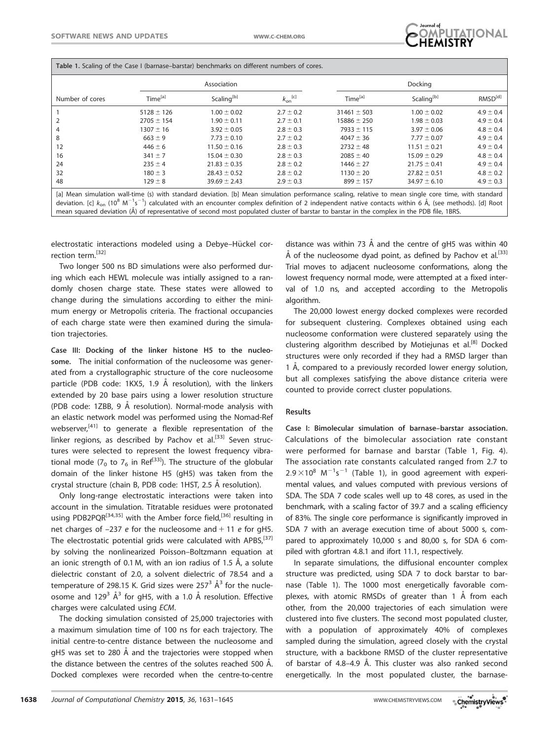Table 1. Scaling of the Case I (barnase–barstar) benchmarks on different numbers of cores.

| Number of cores | Association | | | Docking | | |
|---|---|---|---|---|---|---|
| | Time[a] | Scaling[b] | $k_{on}$[c] | Time[a] | Scaling[b] | RMSD[d] |
| 1 | 5128 ± 126 | 1.00 ± 0.02 | 2.7 ± 0.2 | 31461 ± 503 | 1.00 ± 0.02 | 4.9 ± 0.4 |
| 2 | 2705 ± 154 | 1.90 ± 0.11 | 2.7 ± 0.1 | 15886 ± 250 | 1.98 ± 0.03 | 4.9 ± 0.4 |
| 4 | 1307 ± 16 | 3.92 ± 0.05 | 2.8 ± 0.3 | 7933 ± 115 | 3.97 ± 0.06 | 4.8 ± 0.4 |
| 8 | 663 ± 9 | 7.73 ± 0.10 | 2.7 ± 0.2 | 4047 ± 36 | 7.77 ± 0.07 | 4.9 ± 0.4 |
| 12 | 446 ± 6 | 11.50 ± 0.16 | 2.8 ± 0.3 | 2732 ± 48 | 11.51 ± 0.21 | 4.9 ± 0.4 |
| 16 | 341 ± 7 | 15.04 ± 0.30 | 2.8 ± 0.3 | 2085 ± 40 | 15.09 ± 0.29 | 4.8 ± 0.4 |
| 24 | 235 ± 4 | 21.83 ± 0.35 | 2.8 ± 0.2 | 1446 ± 27 | 21.75 ± 0.41 | 4.9 ± 0.4 |
| 32 | 180 ± 3 | 28.43 ± 0.52 | 2.8 ± 0.2 | 1130 ± 20 | 27.82 ± 0.51 | 4.8 ± 0.2 |
| 48 | 129 ± 8 | 39.69 ± 2.43 | 2.9 ± 0.3 | 899 ± 157 | 34.97 ± 6.10 | 4.9 ± 0.3 |

[a] Mean simulation wall-time (s) with standard deviation. [b] Mean simulation performance scaling, relative to mean single core time, with standard deviation. [c] $k_{on}$ ($10^8$ $M^{-1}s^{-1}$) calculated with an encounter complex definition of 2 independent native contacts within 6 Å, (see methods). [d] Root mean squared deviation (Å) of representative of second most populated cluster of barstar to barstar in the complex in the PDB file, 1BRS.

electrostatic interactions modeled using a Debye–Hückel correction term.[32]

Two longer 500 ns BD simulations were also performed during which each HEWL molecule was intially assigned to a randomly chosen charge state. These states were allowed to change during the simulations according to either the minimum energy or Metropolis criteria. The fractional occupancies of each charge state were then examined during the simulation trajectories.

**Case III: Docking of the linker histone H5 to the nucleosome.** The initial conformation of the nucleosome was generated from a crystallographic structure of the core nucleosome particle (PDB code: 1KX5, 1.9 Å resolution), with the linkers extended by 20 base pairs using a lower resolution structure (PDB code: 1ZBB, 9 Å resolution). Normal-mode analysis with an elastic network model was performed using the Nomad-Ref webserver,[41] to generate a flexible representation of the linker regions, as described by Pachov et al.[33] Seven structures were selected to represent the lowest frequency vibrational mode ($7_0$ to $7_6$ in Ref[33]). The structure of the globular domain of the linker histone H5 (gH5) was taken from the crystal structure (chain B, PDB code: 1HST, 2.5 Å resolution).

Only long-range electrostatic interactions were taken into account in the simulation. Titratable residues were protonated using PDB2PQR[34,35] with the Amber force field,[36] resulting in net charges of –237 $e$ for the nucleosome and + 11 $e$ for gH5. The electrostatic potential grids were calculated with APBS,[37] by solving the nonlinearized Poisson–Boltzmann equation at an ionic strength of 0.1 M, with an ion radius of 1.5 Å, a solute dielectric constant of 2.0, a solvent dielectric of 78.54 and a temperature of 298.15 K. Grid sizes were $257^3$ Å$^3$ for the nucleosome and $129^3$ Å$^3$ for gH5, with a 1.0 Å resolution. Effective charges were calculated using *ECM*.

The docking simulation consisted of 25,000 trajectories with a maximum simulation time of 100 ns for each trajectory. The initial centre-to-centre distance between the nucleosome and gH5 was set to 280 Å and the trajectories were stopped when the distance between the centres of the solutes reached 500 Å. Docked complexes were recorded when the centre-to-centre distance was within 73 Å and the centre of gH5 was within 40 Å of the nucleosome dyad point, as defined by Pachov et al.[33] Trial moves to adjacent nucleosome conformations, along the lowest frequency normal mode, were attempted at a fixed interval of 1.0 ns, and accepted according to the Metropolis algorithm.

The 20,000 lowest energy docked complexes were recorded for subsequent clustering. Complexes obtained using each nucleosome conformation were clustered separately using the clustering algorithm described by Motiejunas et al.[8] Docked structures were only recorded if they had a RMSD larger than 1 Å, compared to a previously recorded lower energy solution, but all complexes satisfying the above distance criteria were counted to provide correct cluster populations.

## Results

**Case I: Bimolecular simulation of barnase–barstar association.** Calculations of the bimolecular association rate constant were performed for barnase and barstar (Table 1, Fig. 4). The association rate constants calculated ranged from 2.7 to $2.9\times10^8$ $M^{-1}s^{-1}$ (Table 1), in good agreement with experimental values, and values computed with previous versions of SDA. The SDA 7 code scales well up to 48 cores, as used in the benchmark, with a scaling factor of 39.7 and a scaling efficiency of 83%. The single core performance is significantly improved in SDA 7 with an average execution time of about 5000 s, compared to approximately 10,000 s and 80,00 s, for SDA 6 compiled with gfortran 4.8.1 and ifort 11.1, respectively.

In separate simulations, the diffusional encounter complex structure was predicted, using SDA 7 to dock barstar to barnase (Table 1). The 1000 most energetically favorable complexes, with atomic RMSDs of greater than 1 Å from each other, from the 20,000 trajectories of each simulation were clustered into five clusters. The second most populated cluster, with a population of approximately 40% of complexes sampled during the simulation, agreed closely with the crystal structure, with a backbone RMSD of the cluster representative of barstar of 4.8–4.9 Å. This cluster was also ranked second energetically. In the most populated cluster, the barnase-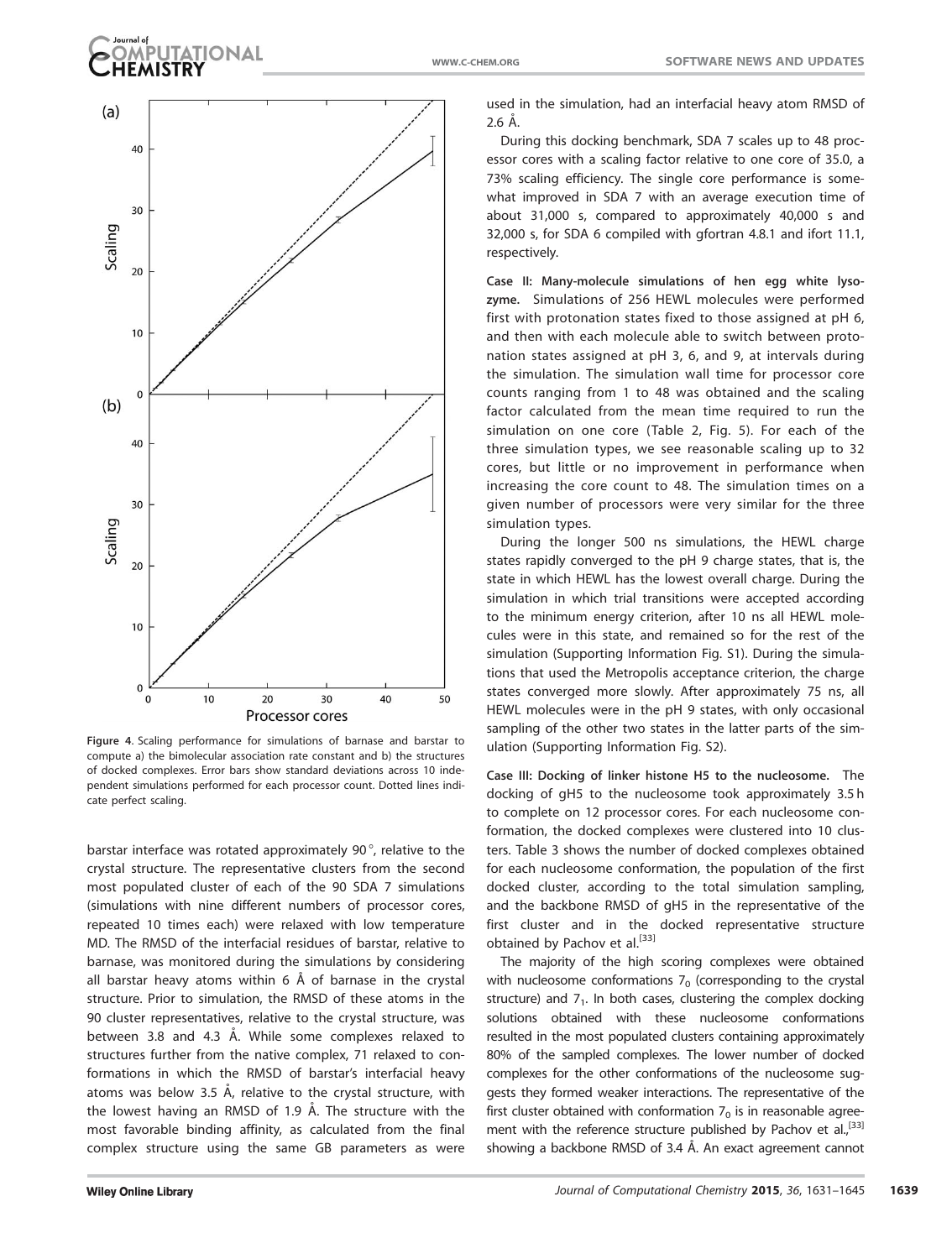**Figure 4.** Scaling performance for simulations of barnase and barstar to compute a) the bimolecular association rate constant and b) the structures of docked complexes. Error bars show standard deviations across 10 independent simulations performed for each processor count. Dotted lines indicate perfect scaling.

barstar interface was rotated approximately 90°, relative to the crystal structure. The representative clusters from the second most populated cluster of each of the 90 SDA 7 simulations (simulations with nine different numbers of processor cores, repeated 10 times each) were relaxed with low temperature MD. The RMSD of the interfacial residues of barstar, relative to barnase, was monitored during the simulations by considering all barstar heavy atoms within 6 Å of barnase in the crystal structure. Prior to simulation, the RMSD of these atoms in the 90 cluster representatives, relative to the crystal structure, was between 3.8 and 4.3 Å. While some complexes relaxed to structures further from the native complex, 71 relaxed to conformations in which the RMSD of barstar's interfacial heavy atoms was below 3.5 Å, relative to the crystal structure, with the lowest having an RMSD of 1.9 Å. The structure with the most favorable binding affinity, as calculated from the final complex structure using the same GB parameters as were used in the simulation, had an interfacial heavy atom RMSD of 2.6 Å.

During this docking benchmark, SDA 7 scales up to 48 processor cores with a scaling factor relative to one core of 35.0, a 73% scaling efficiency. The single core performance is somewhat improved in SDA 7 with an average execution time of about 31,000 s, compared to approximately 40,000 s and 32,000 s, for SDA 6 compiled with gfortran 4.8.1 and ifort 11.1, respectively.

**Case II: Many-molecule simulations of hen egg white lysozyme.** Simulations of 256 HEWL molecules were performed first with protonation states fixed to those assigned at pH 6, and then with each molecule able to switch between protonation states assigned at pH 3, 6, and 9, at intervals during the simulation. The simulation wall time for processor core counts ranging from 1 to 48 was obtained and the scaling factor calculated from the mean time required to run the simulation on one core (Table 2, Fig. 5). For each of the three simulation types, we see reasonable scaling up to 32 cores, but little or no improvement in performance when increasing the core count to 48. The simulation times on a given number of processors were very similar for the three simulation types.

During the longer 500 ns simulations, the HEWL charge states rapidly converged to the pH 9 charge states, that is, the state in which HEWL has the lowest overall charge. During the simulation in which trial transitions were accepted according to the minimum energy criterion, after 10 ns all HEWL molecules were in this state, and remained so for the rest of the simulation (Supporting Information Fig. S1). During the simulations that used the Metropolis acceptance criterion, the charge states converged more slowly. After approximately 75 ns, all HEWL molecules were in the pH 9 states, with only occasional sampling of the other two states in the latter parts of the simulation (Supporting Information Fig. S2).

**Case III: Docking of linker histone H5 to the nucleosome.** The docking of gH5 to the nucleosome took approximately 3.5 h to complete on 12 processor cores. For each nucleosome conformation, the docked complexes were clustered into 10 clusters. Table 3 shows the number of docked complexes obtained for each nucleosome conformation, the population of the first docked cluster, according to the total simulation sampling, and the backbone RMSD of gH5 in the representative of the first cluster and in the docked representative structure obtained by Pachov et al.[33]

The majority of the high scoring complexes were obtained with nucleosome conformations $7_0$ (corresponding to the crystal structure) and $7_1$. In both cases, clustering the complex docking solutions obtained with these nucleosome conformations resulted in the most populated clusters containing approximately 80% of the sampled complexes. The lower number of docked complexes for the other conformations of the nucleosome suggests they formed weaker interactions. The representative of the first cluster obtained with conformation $7_0$ is in reasonable agreement with the reference structure published by Pachov et al.,[33] showing a backbone RMSD of 3.4 Å. An exact agreement cannot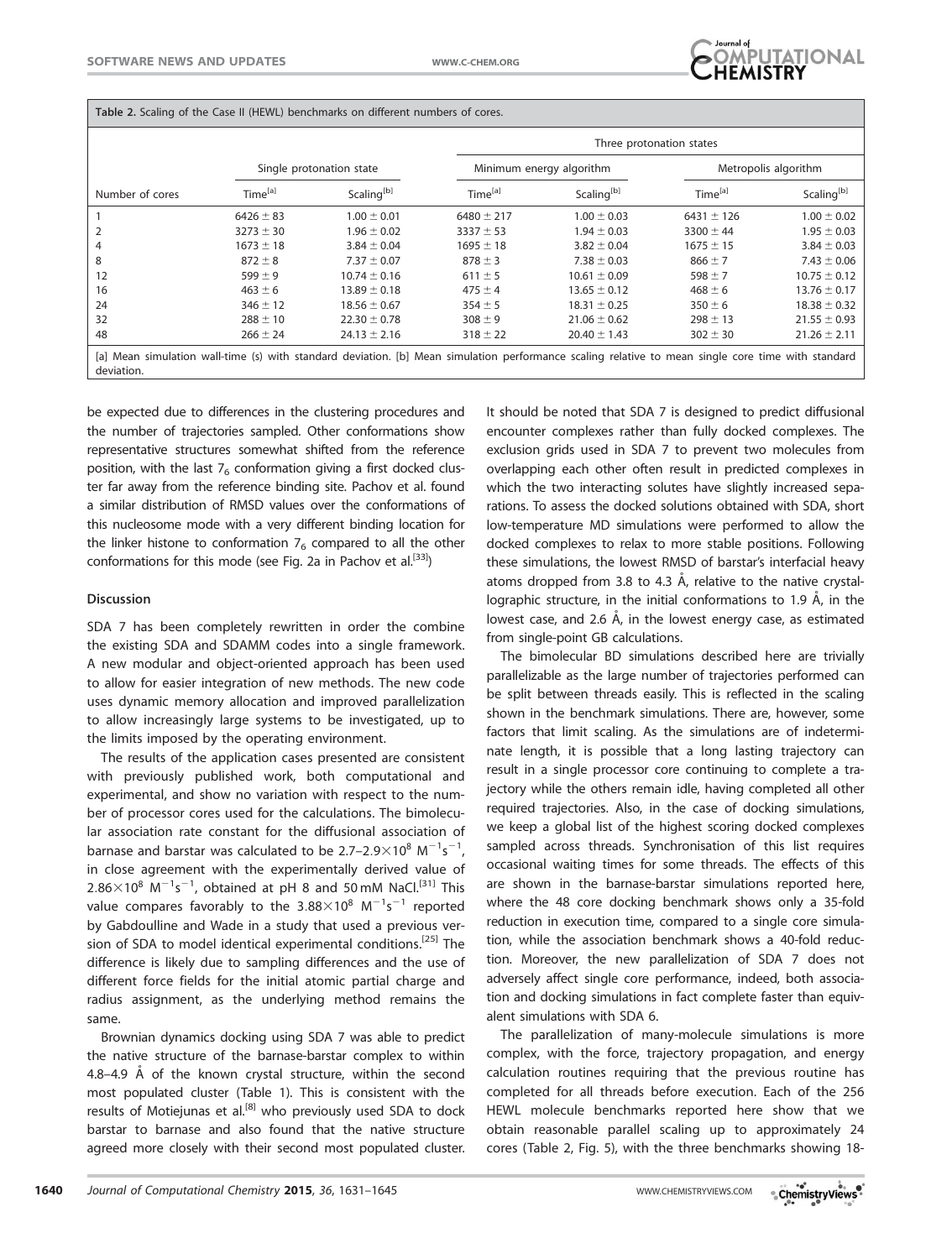Table 2. Scaling of the Case II (HEWL) benchmarks on different numbers of cores.

| Number of cores | Single protonation state | | Three protonation states | | | |
|---|---|---|---|---|---|---|
| | | | Minimum energy algorithm | | Metropolis algorithm | |
| | Time[a] | Scaling[b] | Time[a] | Scaling[b] | Time[a] | Scaling[b] |
| 1 | 6426 ± 83 | 1.00 ± 0.01 | 6480 ± 217 | 1.00 ± 0.03 | 6431 ± 126 | 1.00 ± 0.02 |
| 2 | 3273 ± 30 | 1.96 ± 0.02 | 3337 ± 53 | 1.94 ± 0.03 | 3300 ± 44 | 1.95 ± 0.03 |
| 4 | 1673 ± 18 | 3.84 ± 0.04 | 1695 ± 18 | 3.82 ± 0.04 | 1675 ± 15 | 3.84 ± 0.03 |
| 8 | 872 ± 8 | 7.37 ± 0.07 | 878 ± 3 | 7.38 ± 0.03 | 866 ± 7 | 7.43 ± 0.06 |
| 12 | 599 ± 9 | 10.74 ± 0.16 | 611 ± 5 | 10.61 ± 0.09 | 598 ± 7 | 10.75 ± 0.12 |
| 16 | 463 ± 6 | 13.89 ± 0.18 | 475 ± 4 | 13.65 ± 0.12 | 468 ± 6 | 13.76 ± 0.17 |
| 24 | 346 ± 12 | 18.56 ± 0.67 | 354 ± 5 | 18.31 ± 0.25 | 350 ± 6 | 18.38 ± 0.32 |
| 32 | 288 ± 10 | 22.30 ± 0.78 | 308 ± 9 | 21.06 ± 0.62 | 298 ± 13 | 21.55 ± 0.93 |
| 48 | 266 ± 24 | 24.13 ± 2.16 | 318 ± 22 | 20.40 ± 1.43 | 302 ± 30 | 21.26 ± 2.11 |

[a] Mean simulation wall-time (s) with standard deviation. [b] Mean simulation performance scaling relative to mean single core time with standard deviation.

be expected due to differences in the clustering procedures and the number of trajectories sampled. Other conformations show representative structures somewhat shifted from the reference position, with the last $7_6$ conformation giving a first docked cluster far away from the reference binding site. Pachov et al. found a similar distribution of RMSD values over the conformations of this nucleosome mode with a very different binding location for the linker histone to conformation $7_6$ compared to all the other conformations for this mode (see Fig. 2a in Pachov et al.[33])

### Discussion

SDA 7 has been completely rewritten in order the combine the existing SDA and SDAMM codes into a single framework. A new modular and object-oriented approach has been used to allow for easier integration of new methods. The new code uses dynamic memory allocation and improved parallelization to allow increasingly large systems to be investigated, up to the limits imposed by the operating environment.

The results of the application cases presented are consistent with previously published work, both computational and experimental, and show no variation with respect to the number of processor cores used for the calculations. The bimolecular association rate constant for the diffusional association of barnase and barstar was calculated to be 2.7–2.9$\times10^8$ $M^{-1}s^{-1}$, in close agreement with the experimentally derived value of 2.86$\times10^8$ $M^{-1}s^{-1}$, obtained at pH 8 and 50 mM NaCl.[31] This value compares favorably to the 3.88$\times10^8$ $M^{-1}s^{-1}$ reported by Gabdoulline and Wade in a study that used a previous version of SDA to model identical experimental conditions.[25] The difference is likely due to sampling differences and the use of different force fields for the initial atomic partial charge and radius assignment, as the underlying method remains the same.

Brownian dynamics docking using SDA 7 was able to predict the native structure of the barnase-barstar complex to within 4.8–4.9 Å of the known crystal structure, within the second most populated cluster (Table 1). This is consistent with the results of Motiejunas et al.[8] who previously used SDA to dock barstar to barnase and also found that the native structure agreed more closely with their second most populated cluster. It should be noted that SDA 7 is designed to predict diffusional encounter complexes rather than fully docked complexes. The exclusion grids used in SDA 7 to prevent two molecules from overlapping each other often result in predicted complexes in which the two interacting solutes have slightly increased separations. To assess the docked solutions obtained with SDA, short low-temperature MD simulations were performed to allow the docked complexes to relax to more stable positions. Following these simulations, the lowest RMSD of barstar's interfacial heavy atoms dropped from 3.8 to 4.3 Å, relative to the native crystallographic structure, in the initial conformations to 1.9 Å, in the lowest case, and 2.6 Å, in the lowest energy case, as estimated from single-point GB calculations.

The bimolecular BD simulations described here are trivially parallelizable as the large number of trajectories performed can be split between threads easily. This is reflected in the scaling shown in the benchmark simulations. There are, however, some factors that limit scaling. As the simulations are of indeterminate length, it is possible that a long lasting trajectory can result in a single processor core continuing to complete a trajectory while the others remain idle, having completed all other required trajectories. Also, in the case of docking simulations, we keep a global list of the highest scoring docked complexes sampled across threads. Synchronisation of this list requires occasional waiting times for some threads. The effects of this are shown in the barnase-barstar simulations reported here, where the 48 core docking benchmark shows only a 35-fold reduction in execution time, compared to a single core simulation, while the association benchmark shows a 40-fold reduction. Moreover, the new parallelization of SDA 7 does not adversely affect single core performance, indeed, both association and docking simulations in fact complete faster than equivalent simulations with SDA 6.

The parallelization of many-molecule simulations is more complex, with the force, trajectory propagation, and energy calculation routines requiring that the previous routine has completed for all threads before execution. Each of the 256 HEWL molecule benchmarks reported here show that we obtain reasonable parallel scaling up to approximately 24 cores (Table 2, Fig. 5), with the three benchmarks showing 18-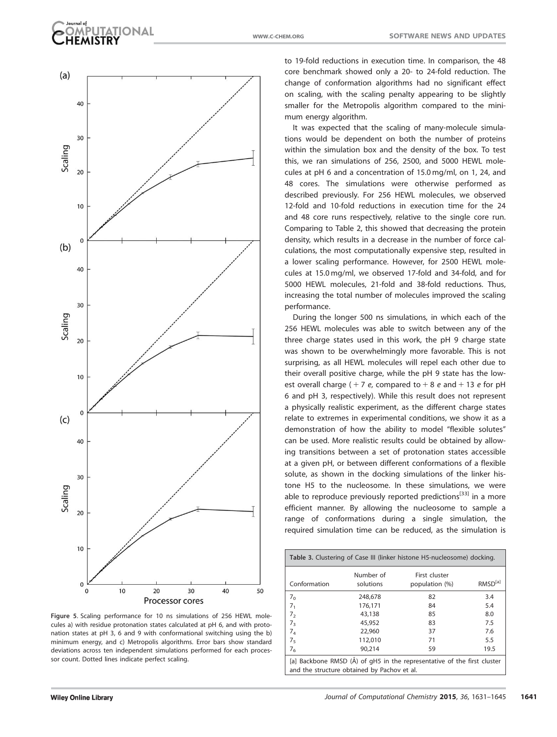Figure 5. Scaling performance for 10 ns simulations of 256 HEWL molecules a) with residue protonation states calculated at pH 6, and with protonation states at pH 3, 6 and 9 with conformational switching using the b) minimum energy, and c) Metropolis algorithms. Error bars show standard deviations across ten independent simulations performed for each processor count. Dotted lines indicate perfect scaling.

to 19-fold reductions in execution time. In comparison, the 48 core benchmark showed only a 20- to 24-fold reduction. The change of conformation algorithms had no significant effect on scaling, with the scaling penalty appearing to be slightly smaller for the Metropolis algorithm compared to the minimum energy algorithm.

It was expected that the scaling of many-molecule simulations would be dependent on both the number of proteins within the simulation box and the density of the box. To test this, we ran simulations of 256, 2500, and 5000 HEWL molecules at pH 6 and a concentration of 15.0 mg/ml, on 1, 24, and 48 cores. The simulations were otherwise performed as described previously. For 256 HEWL molecules, we observed 12-fold and 10-fold reductions in execution time for the 24 and 48 core runs respectively, relative to the single core run. Comparing to Table 2, this showed that decreasing the protein density, which results in a decrease in the number of force calculations, the most computationally expensive step, resulted in a lower scaling performance. However, for 2500 HEWL molecules at 15.0 mg/ml, we observed 17-fold and 34-fold, and for 5000 HEWL molecules, 21-fold and 38-fold reductions. Thus, increasing the total number of molecules improved the scaling performance.

During the longer 500 ns simulations, in which each of the 256 HEWL molecules was able to switch between any of the three charge states used in this work, the pH 9 charge state was shown to be overwhelmingly more favorable. This is not surprising, as all HEWL molecules will repel each other due to their overall positive charge, while the pH 9 state has the lowest overall charge (+ 7 *e*, compared to + 8 *e* and + 13 *e* for pH 6 and pH 3, respectively). While this result does not represent a physically realistic experiment, as the different charge states relate to extremes in experimental conditions, we show it as a demonstration of how the ability to model "flexible solutes" can be used. More realistic results could be obtained by allowing transitions between a set of protonation states accessible at a given pH, or between different conformations of a flexible solute, as shown in the docking simulations of the linker histone H5 to the nucleosome. In these simulations, we were able to reproduce previously reported predictions[33] in a more efficient manner. By allowing the nucleosome to sample a range of conformations during a single simulation, the required simulation time can be reduced, as the simulation is

Table 3. Clustering of Case III (linker histone H5-nucleosome) docking.

| Conformation | Number of solutions | First cluster population (%) | RMSD[a] |
|---|---|---|---|
| $7_0$ | 248,678 | 82 | 3.4 |
| $7_1$ | 176,171 | 84 | 5.4 |
| $7_2$ | 43,138 | 85 | 8.0 |
| $7_3$ | 45,952 | 83 | 7.5 |
| $7_4$ | 22,960 | 37 | 7.6 |
| $7_5$ | 112,010 | 71 | 5.5 |
| $7_6$ | 90,214 | 59 | 19.5 |

[a] Backbone RMSD (Å) of gH5 in the representative of the first cluster and the structure obtained by Pachov et al.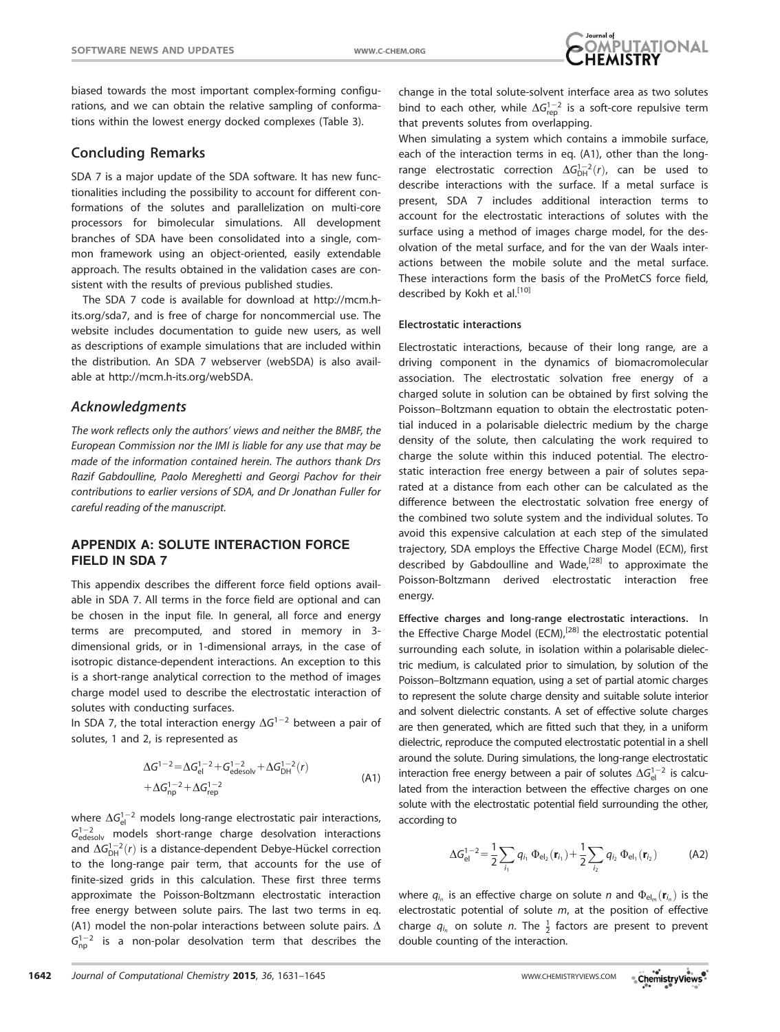biased towards the most important complex-forming configurations, and we can obtain the relative sampling of conformations within the lowest energy docked complexes (Table 3).

## Concluding Remarks

SDA 7 is a major update of the SDA software. It has new functionalities including the possibility to account for different conformations of the solutes and parallelization on multi-core processors for bimolecular simulations. All development branches of SDA have been consolidated into a single, common framework using an object-oriented, easily extendable approach. The results obtained in the validation cases are consistent with the results of previous published studies.

The SDA 7 code is available for download at http://mcm.h-its.org/sda7, and is free of charge for noncommercial use. The website includes documentation to guide new users, as well as descriptions of example simulations that are included within the distribution. An SDA 7 webserver (webSDA) is also available at http://mcm.h-its.org/webSDA.

## Acknowledgments

*The work reflects only the authors' views and neither the BMBF, the European Commission nor the IMI is liable for any use that may be made of the information contained herein. The authors thank Drs Razif Gabdoulline, Paolo Mereghetti and Georgi Pachov for their contributions to earlier versions of SDA, and Dr Jonathan Fuller for careful reading of the manuscript.*

## APPENDIX A: SOLUTE INTERACTION FORCE FIELD IN SDA 7

This appendix describes the different force field options available in SDA 7. All terms in the force field are optional and can be chosen in the input file. In general, all force and energy terms are precomputed, and stored in memory in 3-dimensional grids, or in 1-dimensional arrays, in the case of isotropic distance-dependent interactions. An exception to this is a short-range analytical correction to the method of images charge model used to describe the electrostatic interaction of solutes with conducting surfaces.

In SDA 7, the total interaction energy $\Delta G^{1-2}$ between a pair of solutes, 1 and 2, is represented as

$$\Delta G^{1-2} = \Delta G_{\mathrm{el}}^{1-2} + G_{\mathrm{edesolv}}^{1-2} + \Delta G_{\mathrm{DH}}^{1-2}(r) + \Delta G_{\mathrm{np}}^{1-2} + \Delta G_{\mathrm{rep}}^{1-2} \tag{A1}$$

where $\Delta G_{\mathrm{el}}^{1-2}$ models long-range electrostatic pair interactions, $G_{\mathrm{edesolv}}^{1-2}$ models short-range charge desolvation interactions and $\Delta G_{\mathrm{DH}}^{1-2}(r)$ is a distance-dependent Debye-Hückel correction to the long-range pair term, that accounts for the use of finite-sized grids in this calculation. These first three terms approximate the Poisson-Boltzmann electrostatic interaction free energy between solute pairs. The last two terms in eq. (A1) model the non-polar interactions between solute pairs. $\Delta G_{\mathrm{np}}^{1-2}$ is a non-polar desolvation term that describes the change in the total solute-solvent interface area as two solutes bind to each other, while $\Delta G_{\mathrm{rep}}^{1-2}$ is a soft-core repulsive term that prevents solutes from overlapping.

When simulating a system which contains a immobile surface, each of the interaction terms in eq. (A1), other than the long-range electrostatic correction $\Delta G_{\mathrm{DH}}^{1-2}(r)$, can be used to describe interactions with the surface. If a metal surface is present, SDA 7 includes additional interaction terms to account for the electrostatic interactions of solutes with the surface using a method of images charge model, for the desolvation of the metal surface, and for the van der Waals interactions between the mobile solute and the metal surface. These interactions form the basis of the ProMetCS force field, described by Kokh et al.[10]

#### Electrostatic interactions

Electrostatic interactions, because of their long range, are a driving component in the dynamics of biomacromolecular association. The electrostatic solvation free energy of a charged solute in solution can be obtained by first solving the Poisson–Boltzmann equation to obtain the electrostatic potential induced in a polarisable dielectric medium by the charge density of the solute, then calculating the work required to charge the solute within this induced potential. The electrostatic interaction free energy between a pair of solutes separated at a distance from each other can be calculated as the difference between the electrostatic solvation free energy of the combined two solute system and the individual solutes. To avoid this expensive calculation at each step of the simulated trajectory, SDA employs the Effective Charge Model (ECM), first described by Gabdoulline and Wade,[28] to approximate the Poisson-Boltzmann derived electrostatic interaction free energy.

**Effective charges and long-range electrostatic interactions.** In the Effective Charge Model (ECM),[28] the electrostatic potential surrounding each solute, in isolation within a polarisable dielectric medium, is calculated prior to simulation, by solution of the Poisson–Boltzmann equation, using a set of partial atomic charges to represent the solute charge density and suitable solute interior and solvent dielectric constants. A set of effective solute charges are then generated, which are fitted such that they, in a uniform dielectric, reproduce the computed electrostatic potential in a shell around the solute. During simulations, the long-range electrostatic interaction free energy between a pair of solutes $\Delta G_{\mathrm{el}}^{1-2}$ is calculated from the interaction between the effective charges on one solute with the electrostatic potential field surrounding the other, according to

$$\Delta G_{\mathrm{el}}^{1-2} = \frac{1}{2}\sum_{i_1} q_{i_1}\, \Phi_{\mathrm{el}_2}(\mathbf{r}_{i_1}) + \frac{1}{2}\sum_{i_2} q_{i_2}\, \Phi_{\mathrm{el}_1}(\mathbf{r}_{i_2}) \tag{A2}$$

where $q_{i_n}$ is an effective charge on solute $n$ and $\Phi_{\mathrm{el}_m}(\mathbf{r}_{i_n})$ is the electrostatic potential of solute $m$, at the position of effective charge $q_{i_n}$ on solute $n$. The $\frac{1}{2}$ factors are present to prevent double counting of the interaction.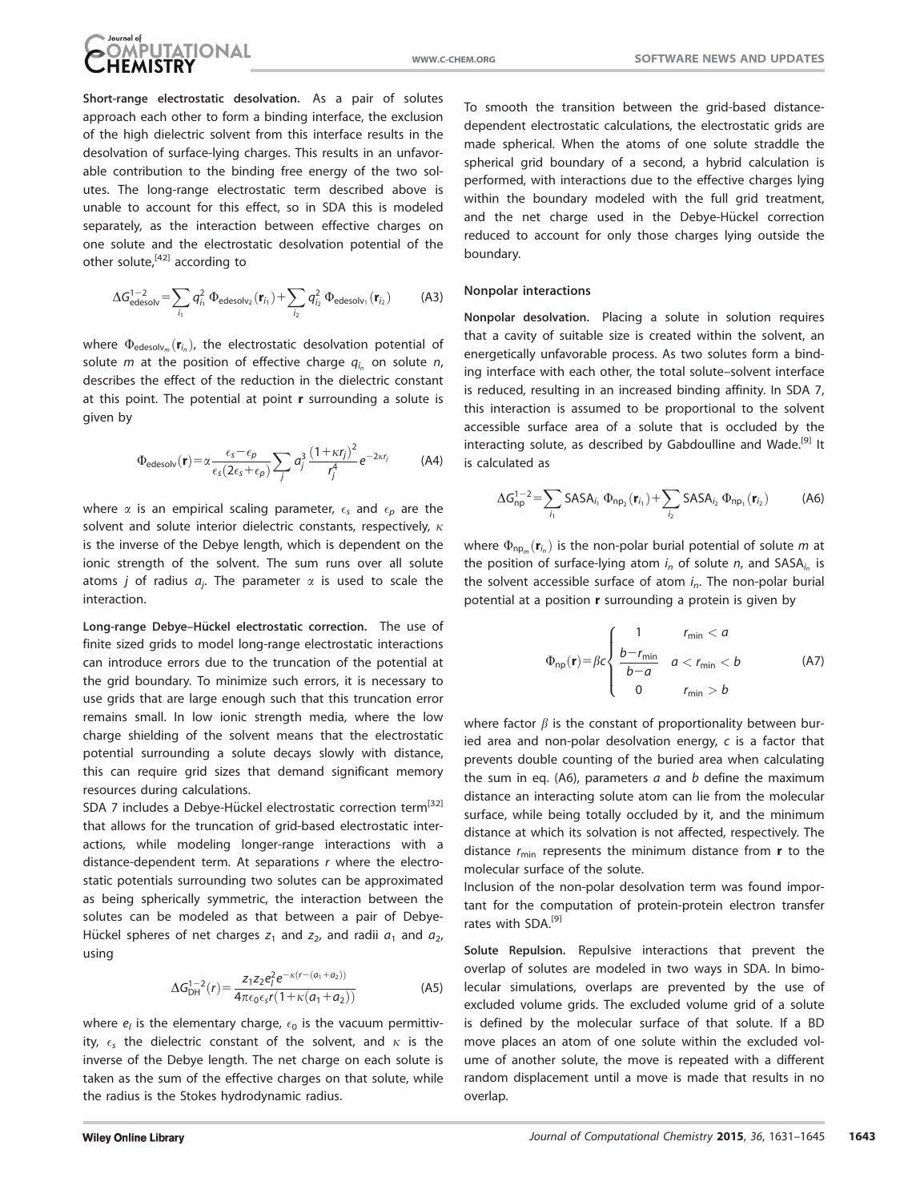**Short-range electrostatic desolvation.** As a pair of solutes approach each other to form a binding interface, the exclusion of the high dielectric solvent from this interface results in the desolvation of surface-lying charges. This results in an unfavorable contribution to the binding free energy of the two solutes. The long-range electrostatic term described above is unable to account for this effect, so in SDA this is modeled separately, as the interaction between effective charges on one solute and the electrostatic desolvation potential of the other solute,[42] according to

$$\Delta G^{1-2}_{\text{edesolv}} = \sum_{i_1} q^2_{i_1} \Phi_{\text{edesolv}_2}(\mathbf{r}_{i_1}) + \sum_{i_2} q^2_{i_2} \Phi_{\text{edesolv}_1}(\mathbf{r}_{i_2}) \tag{A3}$$

where $\Phi_{\text{edesolv}_m}(\mathbf{r}_{i_n})$, the electrostatic desolvation potential of solute $m$ at the position of effective charge $q_{i_n}$ on solute $n$, describes the effect of the reduction in the dielectric constant at this point. The potential at point $\mathbf{r}$ surrounding a solute is given by

$$\Phi_{\text{edesolv}}(\mathbf{r}) = \alpha \frac{\epsilon_s - \epsilon_p}{\epsilon_s(2\epsilon_s + \epsilon_p)} \sum_j a_j^3 \frac{(1+\kappa r_j)^2}{r_j^4} e^{-2\kappa r_j} \tag{A4}$$

where $\alpha$ is an empirical scaling parameter, $\epsilon_s$ and $\epsilon_p$ are the solvent and solute interior dielectric constants, respectively, $\kappa$ is the inverse of the Debye length, which is dependent on the ionic strength of the solvent. The sum runs over all solute atoms $j$ of radius $a_j$. The parameter $\alpha$ is used to scale the interaction.

**Long-range Debye–Hückel electrostatic correction.** The use of finite sized grids to model long-range electrostatic interactions can introduce errors due to the truncation of the potential at the grid boundary. To minimize such errors, it is necessary to use grids that are large enough such that this truncation error remains small. In low ionic strength media, where the low charge shielding of the solvent means that the electrostatic potential surrounding a solute decays slowly with distance, this can require grid sizes that demand significant memory resources during calculations.

SDA 7 includes a Debye-Hückel electrostatic correction term[32] that allows for the truncation of grid-based electrostatic interactions, while modeling longer-range interactions with a distance-dependent term. At separations $r$ where the electrostatic potentials surrounding two solutes can be approximated as being spherically symmetric, the interaction between the solutes can be modeled as that between a pair of Debye-Hückel spheres of net charges $z_1$ and $z_2$, and radii $a_1$ and $a_2$, using

$$\Delta G^{1-2}_{\text{DH}}(r) = \frac{z_1 z_2 e_l^2 e^{-\kappa(r-(a_1+a_2))}}{4\pi\epsilon_0 \epsilon_s r(1+\kappa(a_1+a_2))} \tag{A5}$$

where $e_l$ is the elementary charge, $\epsilon_0$ is the vacuum permittivity, $\epsilon_s$ the dielectric constant of the solvent, and $\kappa$ is the inverse of the Debye length. The net charge on each solute is taken as the sum of the effective charges on that solute, while the radius is the Stokes hydrodynamic radius.

To smooth the transition between the grid-based distance-dependent electrostatic calculations, the electrostatic grids are made spherical. When the atoms of one solute straddle the spherical grid boundary of a second, a hybrid calculation is performed, with interactions due to the effective charges lying within the boundary modeled with the full grid treatment, and the net charge used in the Debye-Hückel correction reduced to account for only those charges lying outside the boundary.

#### Nonpolar interactions

**Nonpolar desolvation.** Placing a solute in solution requires that a cavity of suitable size is created within the solvent, an energetically unfavorable process. As two solutes form a binding interface with each other, the total solute–solvent interface is reduced, resulting in an increased binding affinity. In SDA 7, this interaction is assumed to be proportional to the solvent accessible surface area of a solute that is occluded by the interacting solute, as described by Gabdoulline and Wade.[9] It is calculated as

$$\Delta G^{1-2}_{\text{np}} = \sum_{i_1} \text{SASA}_{i_1} \Phi_{\text{np}_2}(\mathbf{r}_{i_1}) + \sum_{i_2} \text{SASA}_{i_2} \Phi_{\text{np}_1}(\mathbf{r}_{i_2}) \tag{A6}$$

where $\Phi_{\text{np}_m}(\mathbf{r}_{i_n})$ is the non-polar burial potential of solute $m$ at the position of surface-lying atom $i_n$ of solute $n$, and $\text{SASA}_{i_n}$ is the solvent accessible surface of atom $i_n$. The non-polar burial potential at a position $\mathbf{r}$ surrounding a protein is given by

$$\Phi_{\text{np}}(\mathbf{r}) = \beta c \begin{cases} 1 & r_{\min} < a \\ \dfrac{b - r_{\min}}{b - a} & a < r_{\min} < b \\ 0 & r_{\min} > b \end{cases} \tag{A7}$$

where factor $\beta$ is the constant of proportionality between buried area and non-polar desolvation energy, $c$ is a factor that prevents double counting of the buried area when calculating the sum in eq. (A6), parameters $a$ and $b$ define the maximum distance an interacting solute atom can lie from the molecular surface, while being totally occluded by it, and the minimum distance at which its solvation is not affected, respectively. The distance $r_{\min}$ represents the minimum distance from $\mathbf{r}$ to the molecular surface of the solute.

Inclusion of the non-polar desolvation term was found important for the computation of protein-protein electron transfer rates with SDA.[9]

**Solute Repulsion.** Repulsive interactions that prevent the overlap of solutes are modeled in two ways in SDA. In bimolecular simulations, overlaps are prevented by the use of excluded volume grids. The excluded volume grid of a solute is defined by the molecular surface of that solute. If a BD move places an atom of one solute within the excluded volume of another solute, the move is repeated with a different random displacement until a move is made that results in no overlap.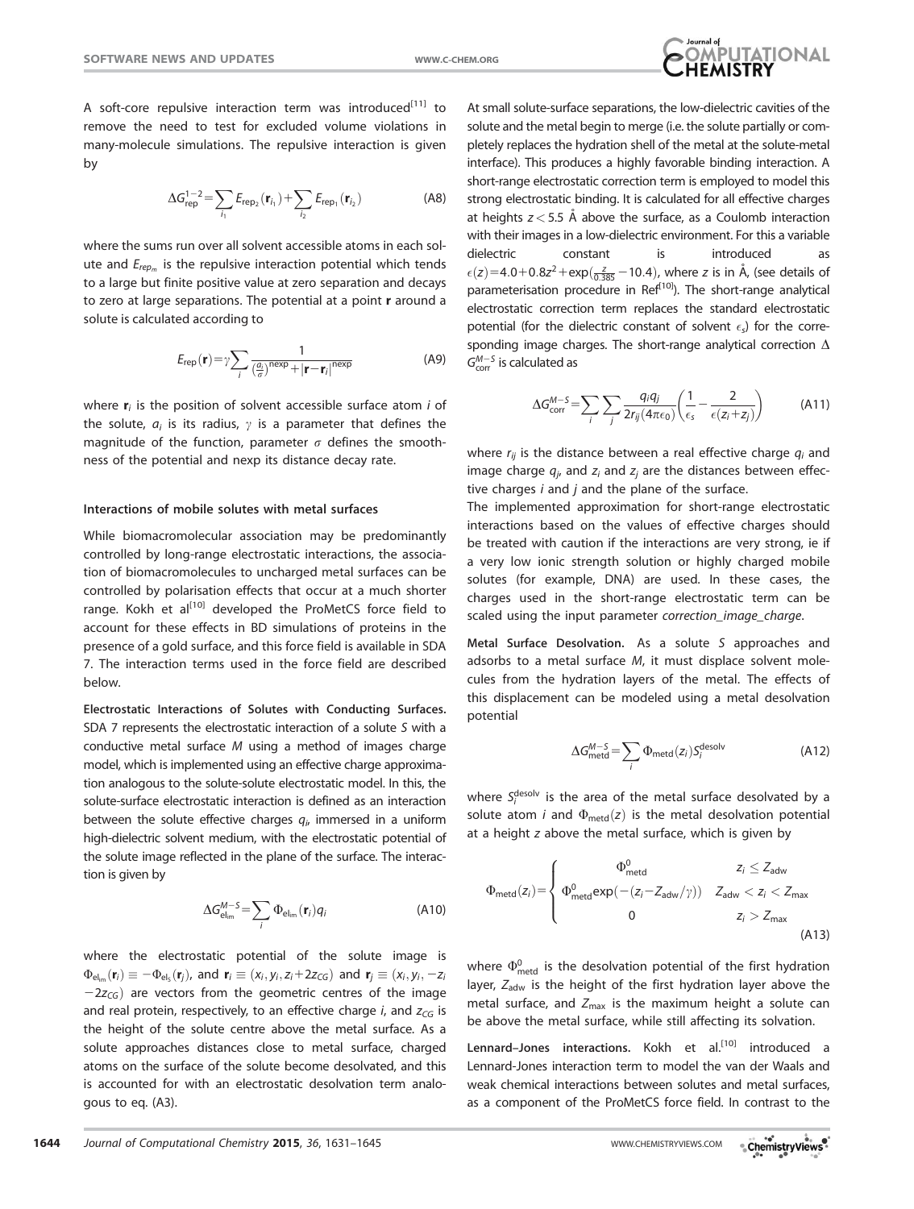A soft-core repulsive interaction term was introduced[11] to remove the need to test for excluded volume violations in many-molecule simulations. The repulsive interaction is given by

$$\Delta G_{\text{rep}}^{1-2} = \sum_{i_1} E_{\text{rep}_2}(\mathbf{r}_{i_1}) + \sum_{i_2} E_{\text{rep}_1}(\mathbf{r}_{i_2}) \tag{A8}$$

where the sums run over all solvent accessible atoms in each solute and $E_{rep_m}$ is the repulsive interaction potential which tends to a large but finite positive value at zero separation and decays to zero at large separations. The potential at a point $\mathbf{r}$ around a solute is calculated according to

$$E_{\text{rep}}(\mathbf{r}) = \gamma \sum_i \frac{1}{\left(\frac{a_i}{\sigma}\right)^{\text{nexp}} + |\mathbf{r} - \mathbf{r}_i|^{\text{nexp}}} \tag{A9}$$

where $\mathbf{r}_i$ is the position of solvent accessible surface atom $i$ of the solute, $a_i$ is its radius, $\gamma$ is a parameter that defines the magnitude of the function, parameter $\sigma$ defines the smoothness of the potential and nexp its distance decay rate.

#### Interactions of mobile solutes with metal surfaces

While biomacromolecular association may be predominantly controlled by long-range electrostatic interactions, the association of biomacromolecules to uncharged metal surfaces can be controlled by polarisation effects that occur at a much shorter range. Kokh et al[10] developed the ProMetCS force field to account for these effects in BD simulations of proteins in the presence of a gold surface, and this force field is available in SDA 7. The interaction terms used in the force field are described below.

**Electrostatic Interactions of Solutes with Conducting Surfaces.** SDA 7 represents the electrostatic interaction of a solute $S$ with a conductive metal surface $M$ using a method of images charge model, which is implemented using an effective charge approximation analogous to the solute-solute electrostatic model. In this, the solute-surface electrostatic interaction is defined as an interaction between the solute effective charges $q_i$, immersed in a uniform high-dielectric solvent medium, with the electrostatic potential of the solute image reflected in the plane of the surface. The interaction is given by

$$\Delta G_{\text{el}_{\text{im}}}^{M-S} = \sum_i \Phi_{\text{el}_{\text{im}}}(\mathbf{r}_i) q_i \tag{A10}$$

where the electrostatic potential of the solute image is $\Phi_{\text{el}_{\text{im}}}(\mathbf{r}_i) \equiv -\Phi_{\text{el}_s}(\mathbf{r}_j)$, and $\mathbf{r}_i \equiv (x_i, y_i, z_i + 2z_{CG})$ and $\mathbf{r}_j \equiv (x_i, y_i, -z_i - 2z_{CG})$ are vectors from the geometric centres of the image and real protein, respectively, to an effective charge $i$, and $z_{CG}$ is the height of the solute centre above the metal surface. As a solute approaches distances close to metal surface, charged atoms on the surface of the solute become desolvated, and this is accounted for with an electrostatic desolvation term analogous to eq. (A3).

At small solute-surface separations, the low-dielectric cavities of the solute and the metal begin to merge (i.e. the solute partially or completely replaces the hydration shell of the metal at the solute-metal interface). This produces a highly favorable binding interaction. A short-range electrostatic correction term is employed to model this strong electrostatic binding. It is calculated for all effective charges at heights $z < 5.5$ Å above the surface, as a Coulomb interaction with their images in a low-dielectric environment. For this a variable dielectric constant is introduced as $\epsilon(z) = 4.0 + 0.8z^2 + \exp(\frac{z}{0.385} - 10.4)$, where $z$ is in Å, (see details of parameterisation procedure in Ref[10]). The short-range analytical electrostatic correction term replaces the standard electrostatic potential (for the dielectric constant of solvent $\epsilon_s$) for the corresponding image charges. The short-range analytical correction $\Delta G_{\text{corr}}^{M-S}$ is calculated as

$$\Delta G_{\text{corr}}^{M-S} = \sum_i \sum_j \frac{q_i q_j}{2 r_{ij} (4\pi\epsilon_0)} \left( \frac{1}{\epsilon_s} - \frac{2}{\epsilon(z_i + z_j)} \right) \tag{A11}$$

where $r_{ij}$ is the distance between a real effective charge $q_i$ and image charge $q_j$, and $z_i$ and $z_j$ are the distances between effective charges $i$ and $j$ and the plane of the surface.

The implemented approximation for short-range electrostatic interactions based on the values of effective charges should be treated with caution if the interactions are very strong, ie if a very low ionic strength solution or highly charged mobile solutes (for example, DNA) are used. In these cases, the charges used in the short-range electrostatic term can be scaled using the input parameter *correction_image_charge*.

**Metal Surface Desolvation.** As a solute $S$ approaches and adsorbs to a metal surface $M$, it must displace solvent molecules from the hydration layers of the metal. The effects of this displacement can be modeled using a metal desolvation potential

$$\Delta G_{\text{metd}}^{M-S} = \sum_i \Phi_{\text{metd}}(z_i) S_i^{\text{desolv}} \tag{A12}$$

where $S_i^{\text{desolv}}$ is the area of the metal surface desolvated by a solute atom $i$ and $\Phi_{\text{metd}}(z)$ is the metal desolvation potential at a height $z$ above the metal surface, which is given by

$$\Phi_{\text{metd}}(z_i) = \begin{cases} \Phi_{\text{metd}}^0 & z_i \leq Z_{\text{adw}} \\ \Phi_{\text{metd}}^0 \exp(-(z_i - Z_{\text{adw}}/\gamma)) & Z_{\text{adw}} < z_i < Z_{\text{max}} \\ 0 & z_i > Z_{\text{max}} \end{cases} \tag{A13}$$

where $\Phi_{\text{metd}}^0$ is the desolvation potential of the first hydration layer, $Z_{\text{adw}}$ is the height of the first hydration layer above the metal surface, and $Z_{\text{max}}$ is the maximum height a solute can be above the metal surface, while still affecting its solvation.

**Lennard–Jones interactions.** Kokh et al.[10] introduced a Lennard-Jones interaction term to model the van der Waals and weak chemical interactions between solutes and metal surfaces, as a component of the ProMetCS force field. In contrast to the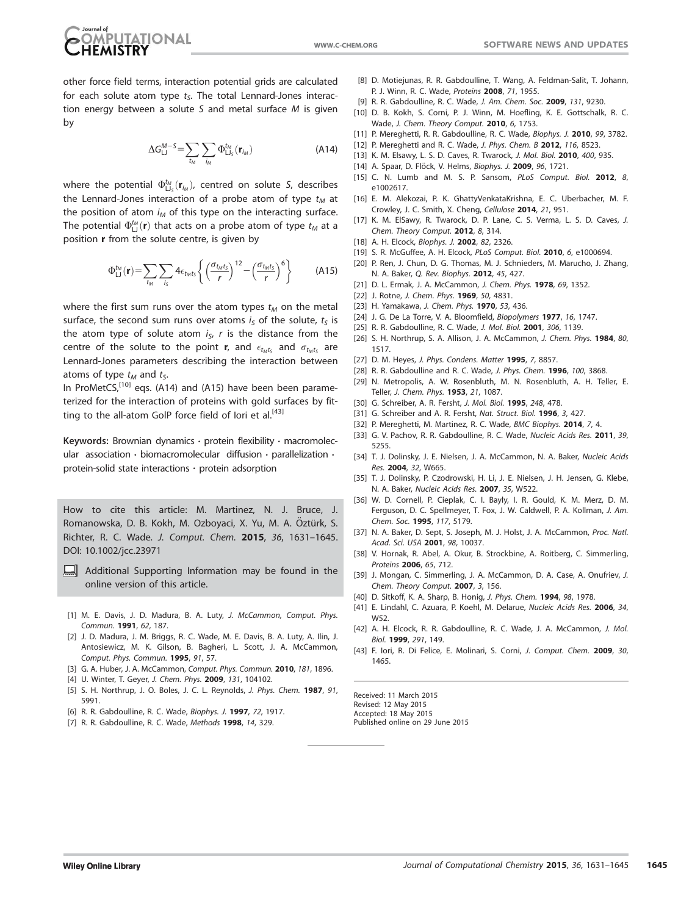other force field terms, interaction potential grids are calculated for each solute atom type $t_S$. The total Lennard-Jones interaction energy between a solute $S$ and metal surface $M$ is given by

$$\Delta G_{LJ}^{M-S} = \sum_{t_M} \sum_{i_M} \Phi_{LJ_S}^{t_M}(\mathbf{r}_{i_M}) \tag{A14}$$

where the potential $\Phi_{LJ_S}^{t_M}(\mathbf{r}_{i_M})$, centred on solute $S$, describes the Lennard-Jones interaction of a probe atom of type $t_M$ at the position of atom $i_M$ of this type on the interacting surface. The potential $\Phi_{LJ}^{t_M}(\mathbf{r})$ that acts on a probe atom of type $t_M$ at a position $\mathbf{r}$ from the solute centre, is given by

$$\Phi_{LJ}^{t_M}(\mathbf{r}) = \sum_{t_M} \sum_{i_S} 4\epsilon_{t_M t_S} \left\{ \left(\frac{\sigma_{t_M t_S}}{r}\right)^{12} - \left(\frac{\sigma_{t_M t_S}}{r}\right)^{6} \right\} \tag{A15}$$

where the first sum runs over the atom types $t_M$ on the metal surface, the second sum runs over atoms $i_S$ of the solute, $t_S$ is the atom type of solute atom $i_S$, $r$ is the distance from the centre of the solute to the point $\mathbf{r}$, and $\epsilon_{t_M t_S}$ and $\sigma_{t_M t_S}$ are Lennard-Jones parameters describing the interaction between atoms of type $t_M$ and $t_S$.

In ProMetCS,[10] eqs. (A14) and (A15) have been been parameterized for the interaction of proteins with gold surfaces by fitting to the all-atom GolP force field of Iori et al.[43]

**Keywords:** Brownian dynamics · protein flexibility · macromolecular association · biomacromolecular diffusion · parallelization · protein-solid state interactions · protein adsorption

How to cite this article: M. Martinez, N. J. Bruce, J. Romanowska, D. B. Kokh, M. Ozboyaci, X. Yu, M. A. Öztürk, S. Richter, R. C. Wade. *J. Comput. Chem.* **2015**, *36*, 1631–1645. DOI: 10.1002/jcc.23971

Additional Supporting Information may be found in the online version of this article.

[1] M. E. Davis, J. D. Madura, B. A. Luty, *J. McCammon, Comput. Phys. Commun.* **1991**, *62*, 187.
[2] J. D. Madura, J. M. Briggs, R. C. Wade, M. E. Davis, B. A. Luty, A. Ilin, J. Antosiewicz, M. K. Gilson, B. Bagheri, L. Scott, J. A. McCammon, *Comput. Phys. Commun.* **1995**, *91*, 57.
[3] G. A. Huber, J. A. McCammon, *Comput. Phys. Commun.* **2010**, *181*, 1896.
[4] U. Winter, T. Geyer, *J. Chem. Phys.* **2009**, *131*, 104102.
[5] S. H. Northrup, J. O. Boles, J. C. L. Reynolds, *J. Phys. Chem.* **1987**, *91*, 5991.
[6] R. R. Gabdoulline, R. C. Wade, *Biophys. J.* **1997**, *72*, 1917.
[7] R. R. Gabdoulline, R. C. Wade, *Methods* **1998**, *14*, 329.
[8] D. Motiejunas, R. R. Gabdoulline, T. Wang, A. Feldman-Salit, T. Johann, P. J. Winn, R. C. Wade, *Proteins* **2008**, *71*, 1955.
[9] R. R. Gabdoulline, R. C. Wade, *J. Am. Chem. Soc.* **2009**, *131*, 9230.
[10] D. B. Kokh, S. Corni, P. J. Winn, M. Hoefling, K. E. Gottschalk, R. C. Wade, *J. Chem. Theory Comput.* **2010**, *6*, 1753.
[11] P. Mereghetti, R. R. Gabdoulline, R. C. Wade, *Biophys. J.* **2010**, *99*, 3782.
[12] P. Mereghetti and R. C. Wade, *J. Phys. Chem. B* **2012**, *116*, 8523.
[13] K. M. Elsawy, L. S. D. Caves, R. Twarock, *J. Mol. Biol.* **2010**, *400*, 935.
[14] A. Spaar, D. Flöck, V. Helms, *Biophys. J.* **2009**, *96*, 1721.
[15] C. N. Lumb and M. S. P. Sansom, *PLoS Comput. Biol.* **2012**, *8*, e1002617.
[16] E. M. Alekozai, P. K. GhattyVenkataKrishna, E. C. Uberbacher, M. F. Crowley, J. C. Smith, X. Cheng, *Cellulose* **2014**, *21*, 951.
[17] K. M. ElSawy, R. Twarock, D. P. Lane, C. S. Verma, L. S. D. Caves, *J. Chem. Theory Comput.* **2012**, *8*, 314.
[18] A. H. Elcock, *Biophys. J.* **2002**, *82*, 2326.
[19] S. R. McGuffee, A. H. Elcock, *PLoS Comput. Biol.* **2010**, *6*, e1000694.
[20] P. Ren, J. Chun, D. G. Thomas, M. J. Schnieders, M. Marucho, J. Zhang, N. A. Baker, *Q. Rev. Biophys.* **2012**, *45*, 427.
[21] D. L. Ermak, J. A. McCammon, *J. Chem. Phys.* **1978**, *69*, 1352.
[22] J. Rotne, *J. Chem. Phys.* **1969**, *50*, 4831.
[23] H. Yamakawa, *J. Chem. Phys.* **1970**, *53*, 436.
[24] J. G. De La Torre, V. A. Bloomfield, *Biopolymers* **1977**, *16*, 1747.
[25] R. R. Gabdoulline, R. C. Wade, *J. Mol. Biol.* **2001**, *306*, 1139.
[26] S. H. Northrup, S. A. Allison, J. A. McCammon, *J. Chem. Phys.* **1984**, *80*, 1517.
[27] D. M. Heyes, *J. Phys. Condens. Matter* **1995**, *7*, 8857.
[28] R. R. Gabdoulline and R. C. Wade, *J. Phys. Chem.* **1996**, *100*, 3868.
[29] N. Metropolis, A. W. Rosenbluth, M. N. Rosenbluth, A. H. Teller, E. Teller, *J. Chem. Phys.* **1953**, *21*, 1087.
[30] G. Schreiber, A. R. Fersht, *J. Mol. Biol.* **1995**, *248*, 478.
[31] G. Schreiber and A. R. Fersht, *Nat. Struct. Biol.* **1996**, *3*, 427.
[32] P. Mereghetti, M. Martinez, R. C. Wade, *BMC Biophys.* **2014**, *7*, 4.
[33] G. V. Pachov, R. R. Gabdoulline, R. C. Wade, *Nucleic Acids Res.* **2011**, *39*, 5255.
[34] T. J. Dolinsky, J. E. Nielsen, J. A. McCammon, N. A. Baker, *Nucleic Acids Res.* **2004**, *32*, W665.
[35] T. J. Dolinsky, P. Czodrowski, H. Li, J. E. Nielsen, J. H. Jensen, G. Klebe, N. A. Baker, *Nucleic Acids Res.* **2007**, *35*, W522.
[36] W. D. Cornell, P. Cieplak, C. I. Bayly, I. R. Gould, K. M. Merz, D. M. Ferguson, D. C. Spellmeyer, T. Fox, J. W. Caldwell, P. A. Kollman, *J. Am. Chem. Soc.* **1995**, *117*, 5179.
[37] N. A. Baker, D. Sept, S. Joseph, M. J. Holst, J. A. McCammon, *Proc. Natl. Acad. Sci. USA* **2001**, *98*, 10037.
[38] V. Hornak, R. Abel, A. Okur, B. Strockbine, A. Roitberg, C. Simmerling, *Proteins* **2006**, *65*, 712.
[39] J. Mongan, C. Simmerling, J. A. McCammon, D. A. Case, A. Onufriev, *J. Chem. Theory Comput.* **2007**, *3*, 156.
[40] D. Sitkoff, K. A. Sharp, B. Honig, *J. Phys. Chem.* **1994**, *98*, 1978.
[41] E. Lindahl, C. Azuara, P. Koehl, M. Delarue, *Nucleic Acids Res.* **2006**, *34*, W52.
[42] A. H. Elcock, R. R. Gabdoulline, R. C. Wade, J. A. McCammon, *J. Mol. Biol.* **1999**, *291*, 149.
[43] F. Iori, R. Di Felice, E. Molinari, S. Corni, *J. Comput. Chem.* **2009**, *30*, 1465.

Received: 11 March 2015
Revised: 12 May 2015
Accepted: 18 May 2015
Published online on 29 June 2015